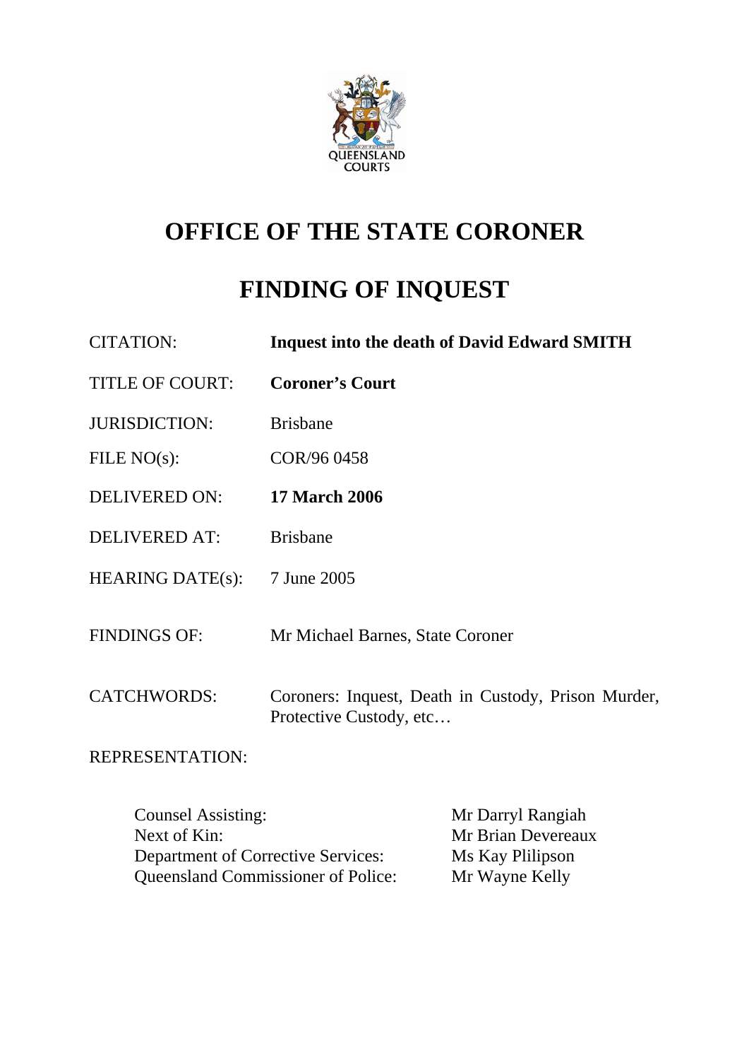QUEENSLAND COURTS

# OFFICE OF THE STATE CORONER

# FINDING OF INQUEST

| | |
|---|---|
| CITATION: | **Inquest into the death of David Edward SMITH** |
| TITLE OF COURT: | **Coroner's Court** |
| JURISDICTION: | Brisbane |
| FILE NO(s): | COR/96 0458 |
| DELIVERED ON: | **17 March 2006** |
| DELIVERED AT: | Brisbane |
| HEARING DATE(s): | 7 June 2005 |
| FINDINGS OF: | Mr Michael Barnes, State Coroner |
| CATCHWORDS: | Coroners: Inquest, Death in Custody, Prison Murder, Protective Custody, etc… |

REPRESENTATION:

| | |
|---|---|
| Counsel Assisting: | Mr Darryl Rangiah |
| Next of Kin: | Mr Brian Devereaux |
| Department of Corrective Services: | Ms Kay Plilipson |
| Queensland Commissioner of Police: | Mr Wayne Kelly |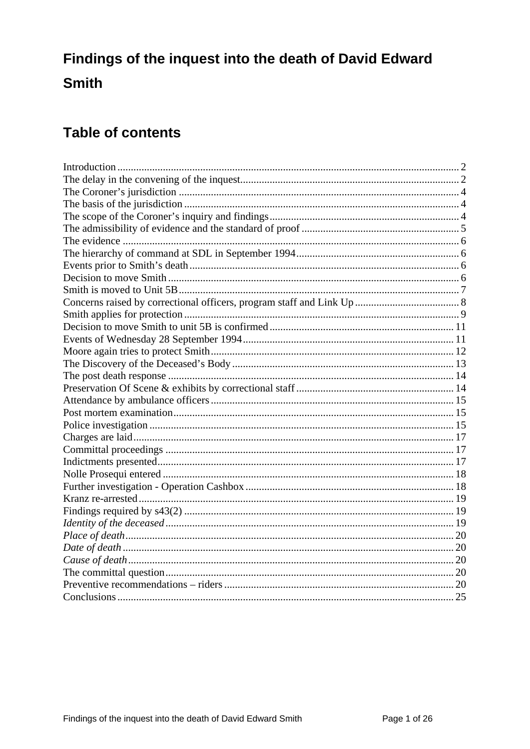# Findings of the inquest into the death of David Edward Smith

## Table of contents

Introduction ... 2
The delay in the convening of the inquest ... 2
The Coroner's jurisdiction ... 4
The basis of the jurisdiction ... 4
The scope of the Coroner's inquiry and findings ... 4
The admissibility of evidence and the standard of proof ... 5
The evidence ... 6
The hierarchy of command at SDL in September 1994 ... 6
Events prior to Smith's death ... 6
Decision to move Smith ... 6
Smith is moved to Unit 5B ... 7
Concerns raised by correctional officers, program staff and Link Up ... 8
Smith applies for protection ... 9
Decision to move Smith to unit 5B is confirmed ... 11
Events of Wednesday 28 September 1994 ... 11
Moore again tries to protect Smith ... 12
The Discovery of the Deceased's Body ... 13
The post death response ... 14
Preservation Of Scene & exhibits by correctional staff ... 14
Attendance by ambulance officers ... 15
Post mortem examination ... 15
Police investigation ... 15
Charges are laid ... 17
Committal proceedings ... 17
Indictments presented ... 17
Nolle Prosequi entered ... 18
Further investigation - Operation Cashbox ... 18
Kranz re-arrested ... 19
Findings required by s43(2) ... 19
*Identity of the deceased* ... 19
*Place of death* ... 20
*Date of death* ... 20
*Cause of death* ... 20
The committal question ... 20
Preventive recommendations – riders ... 20
Conclusions ... 25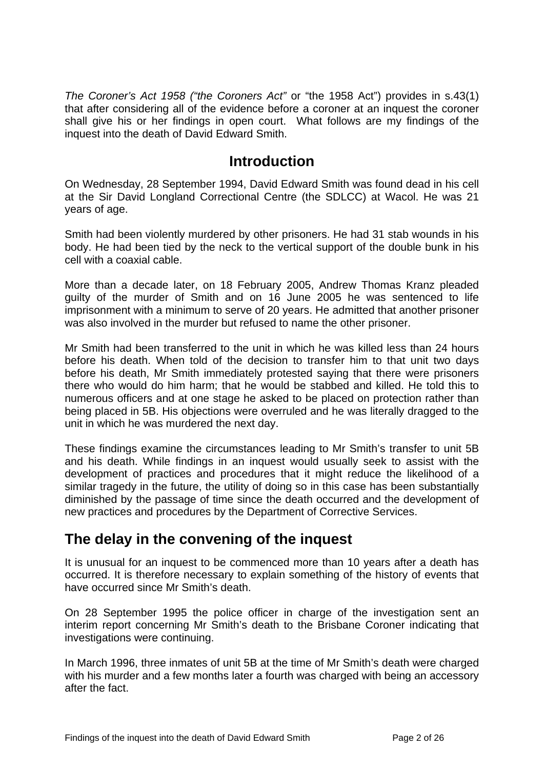*The Coroner's Act 1958 ("the Coroners Act"* or "the 1958 Act") provides in s.43(1) that after considering all of the evidence before a coroner at an inquest the coroner shall give his or her findings in open court. What follows are my findings of the inquest into the death of David Edward Smith.

## Introduction

On Wednesday, 28 September 1994, David Edward Smith was found dead in his cell at the Sir David Longland Correctional Centre (the SDLCC) at Wacol. He was 21 years of age.

Smith had been violently murdered by other prisoners. He had 31 stab wounds in his body. He had been tied by the neck to the vertical support of the double bunk in his cell with a coaxial cable.

More than a decade later, on 18 February 2005, Andrew Thomas Kranz pleaded guilty of the murder of Smith and on 16 June 2005 he was sentenced to life imprisonment with a minimum to serve of 20 years. He admitted that another prisoner was also involved in the murder but refused to name the other prisoner.

Mr Smith had been transferred to the unit in which he was killed less than 24 hours before his death. When told of the decision to transfer him to that unit two days before his death, Mr Smith immediately protested saying that there were prisoners there who would do him harm; that he would be stabbed and killed. He told this to numerous officers and at one stage he asked to be placed on protection rather than being placed in 5B. His objections were overruled and he was literally dragged to the unit in which he was murdered the next day.

These findings examine the circumstances leading to Mr Smith's transfer to unit 5B and his death. While findings in an inquest would usually seek to assist with the development of practices and procedures that it might reduce the likelihood of a similar tragedy in the future, the utility of doing so in this case has been substantially diminished by the passage of time since the death occurred and the development of new practices and procedures by the Department of Corrective Services.

## The delay in the convening of the inquest

It is unusual for an inquest to be commenced more than 10 years after a death has occurred. It is therefore necessary to explain something of the history of events that have occurred since Mr Smith's death.

On 28 September 1995 the police officer in charge of the investigation sent an interim report concerning Mr Smith's death to the Brisbane Coroner indicating that investigations were continuing.

In March 1996, three inmates of unit 5B at the time of Mr Smith's death were charged with his murder and a few months later a fourth was charged with being an accessory after the fact.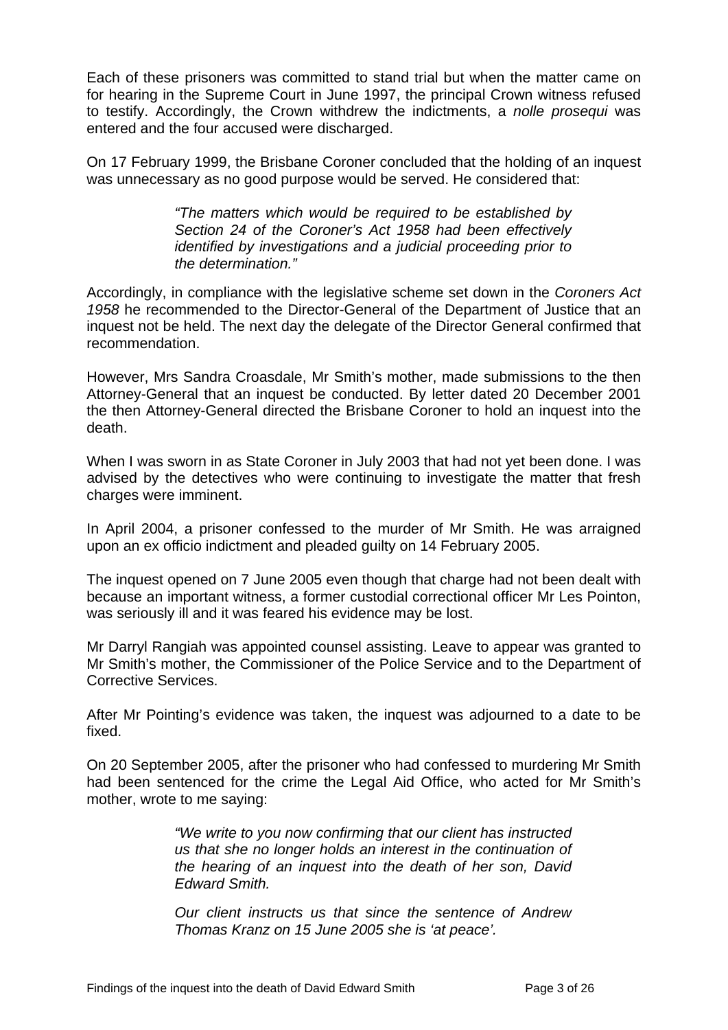Each of these prisoners was committed to stand trial but when the matter came on for hearing in the Supreme Court in June 1997, the principal Crown witness refused to testify. Accordingly, the Crown withdrew the indictments, a *nolle prosequi* was entered and the four accused were discharged.

On 17 February 1999, the Brisbane Coroner concluded that the holding of an inquest was unnecessary as no good purpose would be served. He considered that:

> *"The matters which would be required to be established by Section 24 of the Coroner's Act 1958 had been effectively identified by investigations and a judicial proceeding prior to the determination."*

Accordingly, in compliance with the legislative scheme set down in the *Coroners Act 1958* he recommended to the Director-General of the Department of Justice that an inquest not be held. The next day the delegate of the Director General confirmed that recommendation.

However, Mrs Sandra Croasdale, Mr Smith's mother, made submissions to the then Attorney-General that an inquest be conducted. By letter dated 20 December 2001 the then Attorney-General directed the Brisbane Coroner to hold an inquest into the death.

When I was sworn in as State Coroner in July 2003 that had not yet been done. I was advised by the detectives who were continuing to investigate the matter that fresh charges were imminent.

In April 2004, a prisoner confessed to the murder of Mr Smith. He was arraigned upon an ex officio indictment and pleaded guilty on 14 February 2005.

The inquest opened on 7 June 2005 even though that charge had not been dealt with because an important witness, a former custodial correctional officer Mr Les Pointon, was seriously ill and it was feared his evidence may be lost.

Mr Darryl Rangiah was appointed counsel assisting. Leave to appear was granted to Mr Smith's mother, the Commissioner of the Police Service and to the Department of Corrective Services.

After Mr Pointing's evidence was taken, the inquest was adjourned to a date to be fixed.

On 20 September 2005, after the prisoner who had confessed to murdering Mr Smith had been sentenced for the crime the Legal Aid Office, who acted for Mr Smith's mother, wrote to me saying:

> *"We write to you now confirming that our client has instructed us that she no longer holds an interest in the continuation of the hearing of an inquest into the death of her son, David Edward Smith.*
>
> *Our client instructs us that since the sentence of Andrew Thomas Kranz on 15 June 2005 she is 'at peace'.*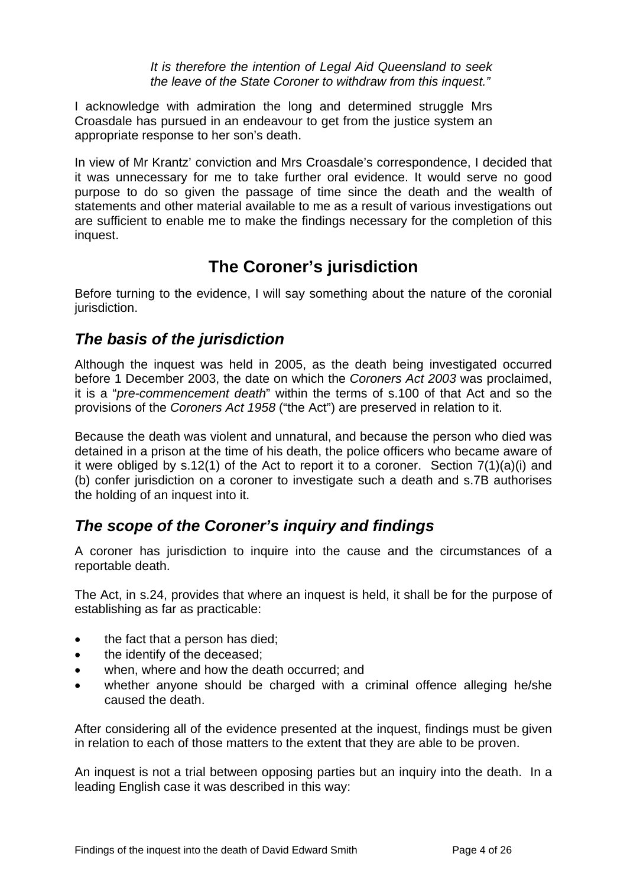*It is therefore the intention of Legal Aid Queensland to seek the leave of the State Coroner to withdraw from this inquest."*

I acknowledge with admiration the long and determined struggle Mrs Croasdale has pursued in an endeavour to get from the justice system an appropriate response to her son's death.

In view of Mr Krantz' conviction and Mrs Croasdale's correspondence, I decided that it was unnecessary for me to take further oral evidence. It would serve no good purpose to do so given the passage of time since the death and the wealth of statements and other material available to me as a result of various investigations out are sufficient to enable me to make the findings necessary for the completion of this inquest.

## The Coroner's jurisdiction

Before turning to the evidence, I will say something about the nature of the coronial jurisdiction.

### *The basis of the jurisdiction*

Although the inquest was held in 2005, as the death being investigated occurred before 1 December 2003, the date on which the *Coroners Act 2003* was proclaimed, it is a "*pre-commencement death*" within the terms of s.100 of that Act and so the provisions of the *Coroners Act 1958* ("the Act") are preserved in relation to it.

Because the death was violent and unnatural, and because the person who died was detained in a prison at the time of his death, the police officers who became aware of it were obliged by s.12(1) of the Act to report it to a coroner. Section 7(1)(a)(i) and (b) confer jurisdiction on a coroner to investigate such a death and s.7B authorises the holding of an inquest into it.

### *The scope of the Coroner's inquiry and findings*

A coroner has jurisdiction to inquire into the cause and the circumstances of a reportable death.

The Act, in s.24, provides that where an inquest is held, it shall be for the purpose of establishing as far as practicable:

- the fact that a person has died;
- the identify of the deceased;
- when, where and how the death occurred; and
- whether anyone should be charged with a criminal offence alleging he/she caused the death.

After considering all of the evidence presented at the inquest, findings must be given in relation to each of those matters to the extent that they are able to be proven.

An inquest is not a trial between opposing parties but an inquiry into the death. In a leading English case it was described in this way: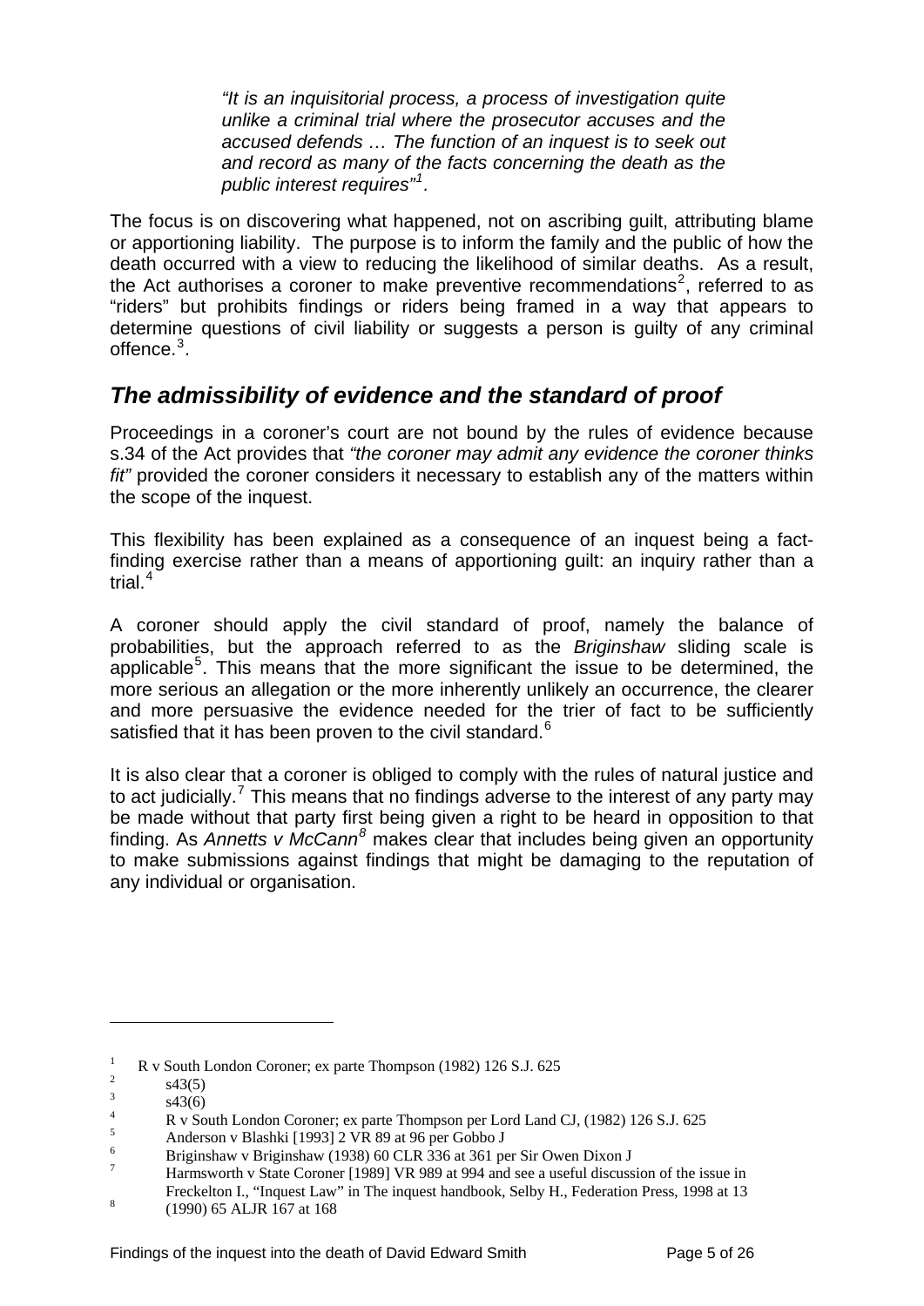> *"It is an inquisitorial process, a process of investigation quite unlike a criminal trial where the prosecutor accuses and the accused defends … The function of an inquest is to seek out and record as many of the facts concerning the death as the public interest requires"*[1].

The focus is on discovering what happened, not on ascribing guilt, attributing blame or apportioning liability. The purpose is to inform the family and the public of how the death occurred with a view to reducing the likelihood of similar deaths. As a result, the Act authorises a coroner to make preventive recommendations[2], referred to as "riders" but prohibits findings or riders being framed in a way that appears to determine questions of civil liability or suggests a person is guilty of any criminal offence.[3].

## *The admissibility of evidence and the standard of proof*

Proceedings in a coroner's court are not bound by the rules of evidence because s.34 of the Act provides that *"the coroner may admit any evidence the coroner thinks fit"* provided the coroner considers it necessary to establish any of the matters within the scope of the inquest.

This flexibility has been explained as a consequence of an inquest being a fact-finding exercise rather than a means of apportioning guilt: an inquiry rather than a trial.[4]

A coroner should apply the civil standard of proof, namely the balance of probabilities, but the approach referred to as the *Briginshaw* sliding scale is applicable[5]. This means that the more significant the issue to be determined, the more serious an allegation or the more inherently unlikely an occurrence, the clearer and more persuasive the evidence needed for the trier of fact to be sufficiently satisfied that it has been proven to the civil standard.[6]

It is also clear that a coroner is obliged to comply with the rules of natural justice and to act judicially.[7] This means that no findings adverse to the interest of any party may be made without that party first being given a right to be heard in opposition to that finding. As *Annetts v McCann*[8] makes clear that includes being given an opportunity to make submissions against findings that might be damaging to the reputation of any individual or organisation.

---

[1] R v South London Coroner; ex parte Thompson (1982) 126 S.J. 625

[2] s43(5)

[3] s43(6)

[4] R v South London Coroner; ex parte Thompson per Lord Land CJ, (1982) 126 S.J. 625

[5] Anderson v Blashki [1993] 2 VR 89 at 96 per Gobbo J

[6] Briginshaw v Briginshaw (1938) 60 CLR 336 at 361 per Sir Owen Dixon J

[7] Harmsworth v State Coroner [1989] VR 989 at 994 and see a useful discussion of the issue in Freckelton I., "Inquest Law" in The inquest handbook, Selby H., Federation Press, 1998 at 13

[8] (1990) 65 ALJR 167 at 168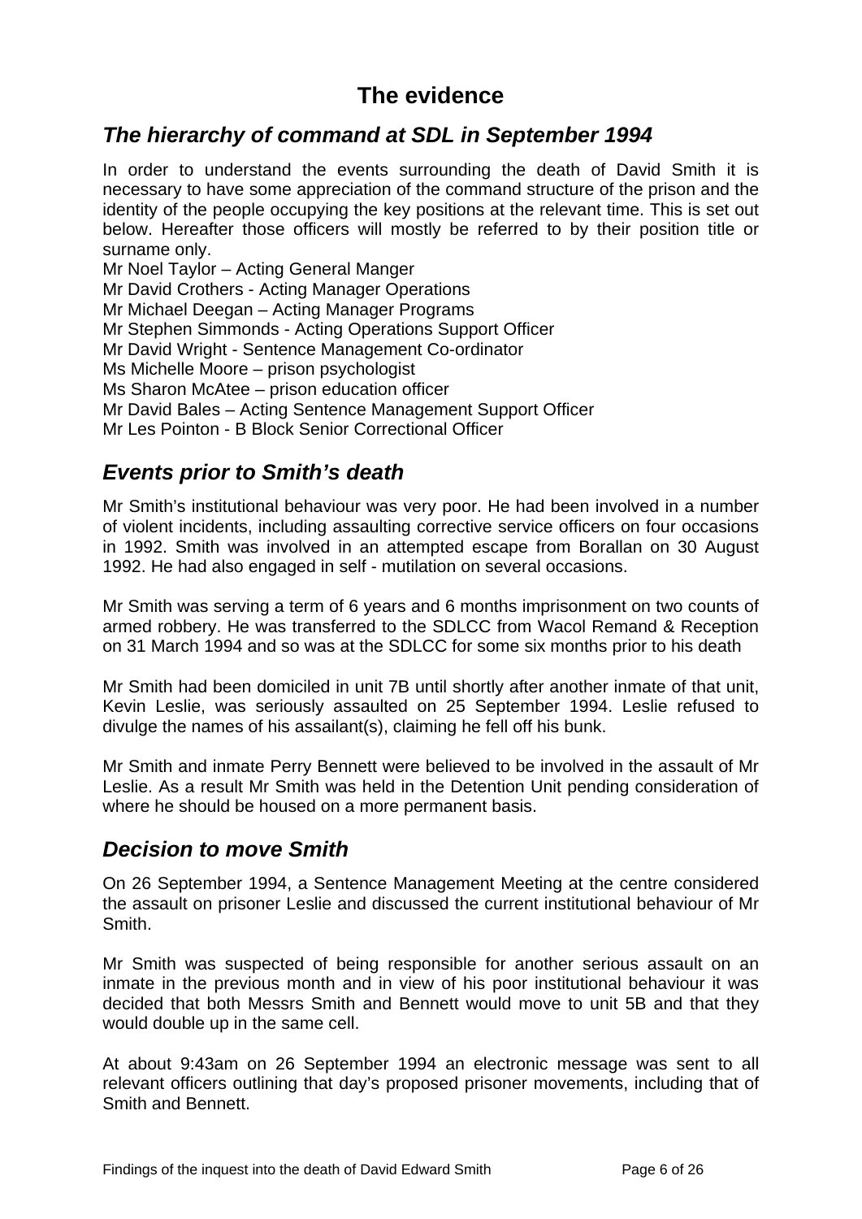# The evidence

## *The hierarchy of command at SDL in September 1994*

In order to understand the events surrounding the death of David Smith it is necessary to have some appreciation of the command structure of the prison and the identity of the people occupying the key positions at the relevant time. This is set out below. Hereafter those officers will mostly be referred to by their position title or surname only.

Mr Noel Taylor – Acting General Manger
Mr David Crothers - Acting Manager Operations
Mr Michael Deegan – Acting Manager Programs
Mr Stephen Simmonds - Acting Operations Support Officer
Mr David Wright - Sentence Management Co-ordinator
Ms Michelle Moore – prison psychologist
Ms Sharon McAtee – prison education officer
Mr David Bales – Acting Sentence Management Support Officer
Mr Les Pointon - B Block Senior Correctional Officer

## *Events prior to Smith's death*

Mr Smith's institutional behaviour was very poor. He had been involved in a number of violent incidents, including assaulting corrective service officers on four occasions in 1992. Smith was involved in an attempted escape from Borallan on 30 August 1992. He had also engaged in self - mutilation on several occasions.

Mr Smith was serving a term of 6 years and 6 months imprisonment on two counts of armed robbery. He was transferred to the SDLCC from Wacol Remand & Reception on 31 March 1994 and so was at the SDLCC for some six months prior to his death

Mr Smith had been domiciled in unit 7B until shortly after another inmate of that unit, Kevin Leslie, was seriously assaulted on 25 September 1994. Leslie refused to divulge the names of his assailant(s), claiming he fell off his bunk.

Mr Smith and inmate Perry Bennett were believed to be involved in the assault of Mr Leslie. As a result Mr Smith was held in the Detention Unit pending consideration of where he should be housed on a more permanent basis.

## *Decision to move Smith*

On 26 September 1994, a Sentence Management Meeting at the centre considered the assault on prisoner Leslie and discussed the current institutional behaviour of Mr Smith.

Mr Smith was suspected of being responsible for another serious assault on an inmate in the previous month and in view of his poor institutional behaviour it was decided that both Messrs Smith and Bennett would move to unit 5B and that they would double up in the same cell.

At about 9:43am on 26 September 1994 an electronic message was sent to all relevant officers outlining that day's proposed prisoner movements, including that of Smith and Bennett.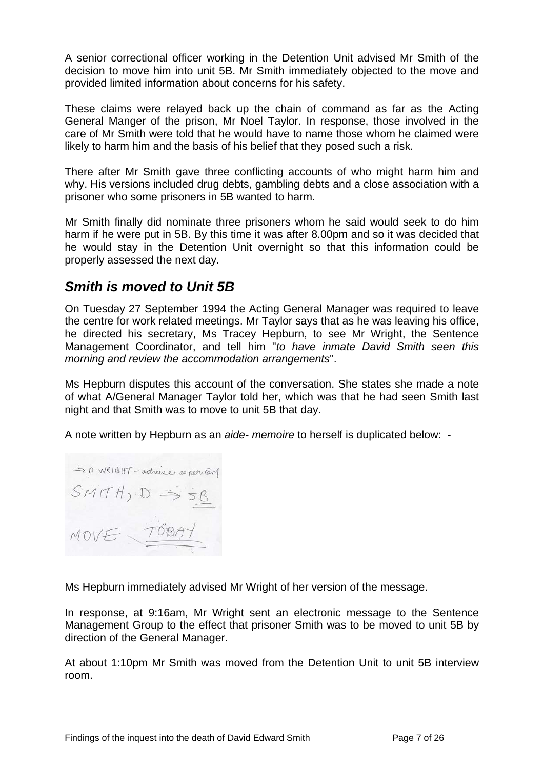A senior correctional officer working in the Detention Unit advised Mr Smith of the decision to move him into unit 5B. Mr Smith immediately objected to the move and provided limited information about concerns for his safety.

These claims were relayed back up the chain of command as far as the Acting General Manger of the prison, Mr Noel Taylor. In response, those involved in the care of Mr Smith were told that he would have to name those whom he claimed were likely to harm him and the basis of his belief that they posed such a risk.

There after Mr Smith gave three conflicting accounts of who might harm him and why. His versions included drug debts, gambling debts and a close association with a prisoner who some prisoners in 5B wanted to harm.

Mr Smith finally did nominate three prisoners whom he said would seek to do him harm if he were put in 5B. By this time it was after 8.00pm and so it was decided that he would stay in the Detention Unit overnight so that this information could be properly assessed the next day.

## *Smith is moved to Unit 5B*

On Tuesday 27 September 1994 the Acting General Manager was required to leave the centre for work related meetings. Mr Taylor says that as he was leaving his office, he directed his secretary, Ms Tracey Hepburn, to see Mr Wright, the Sentence Management Coordinator, and tell him "*to have inmate David Smith seen this morning and review the accommodation arrangements*".

Ms Hepburn disputes this account of the conversation. She states she made a note of what A/General Manager Taylor told her, which was that he had seen Smith last night and that Smith was to move to unit 5B that day.

A note written by Hepburn as an *aide- memoire* to herself is duplicated below: -

> ⇒ D WRIGHT – advise as per GM
> SMITH, D ⇒ 5B
> MOVE TODAY

Ms Hepburn immediately advised Mr Wright of her version of the message.

In response, at 9:16am, Mr Wright sent an electronic message to the Sentence Management Group to the effect that prisoner Smith was to be moved to unit 5B by direction of the General Manager.

At about 1:10pm Mr Smith was moved from the Detention Unit to unit 5B interview room.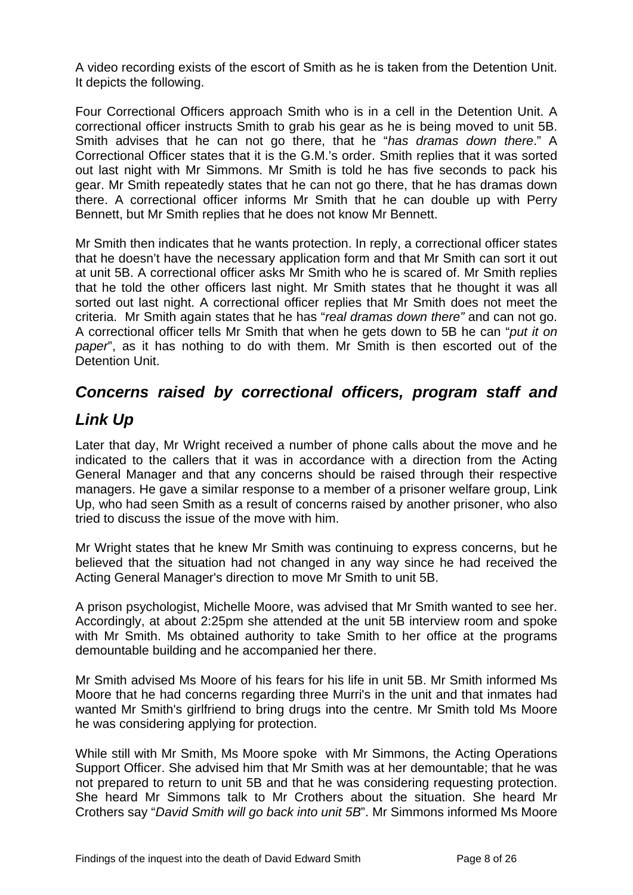A video recording exists of the escort of Smith as he is taken from the Detention Unit. It depicts the following.

Four Correctional Officers approach Smith who is in a cell in the Detention Unit. A correctional officer instructs Smith to grab his gear as he is being moved to unit 5B. Smith advises that he can not go there, that he "*has dramas down there*." A Correctional Officer states that it is the G.M.'s order. Smith replies that it was sorted out last night with Mr Simmons. Mr Smith is told he has five seconds to pack his gear. Mr Smith repeatedly states that he can not go there, that he has dramas down there. A correctional officer informs Mr Smith that he can double up with Perry Bennett, but Mr Smith replies that he does not know Mr Bennett.

Mr Smith then indicates that he wants protection. In reply, a correctional officer states that he doesn't have the necessary application form and that Mr Smith can sort it out at unit 5B. A correctional officer asks Mr Smith who he is scared of. Mr Smith replies that he told the other officers last night. Mr Smith states that he thought it was all sorted out last night. A correctional officer replies that Mr Smith does not meet the criteria. Mr Smith again states that he has "*real dramas down there"* and can not go. A correctional officer tells Mr Smith that when he gets down to 5B he can "*put it on paper*", as it has nothing to do with them. Mr Smith is then escorted out of the Detention Unit.

## *Concerns raised by correctional officers, program staff and Link Up*

Later that day, Mr Wright received a number of phone calls about the move and he indicated to the callers that it was in accordance with a direction from the Acting General Manager and that any concerns should be raised through their respective managers. He gave a similar response to a member of a prisoner welfare group, Link Up, who had seen Smith as a result of concerns raised by another prisoner, who also tried to discuss the issue of the move with him.

Mr Wright states that he knew Mr Smith was continuing to express concerns, but he believed that the situation had not changed in any way since he had received the Acting General Manager's direction to move Mr Smith to unit 5B.

A prison psychologist, Michelle Moore, was advised that Mr Smith wanted to see her. Accordingly, at about 2:25pm she attended at the unit 5B interview room and spoke with Mr Smith. Ms obtained authority to take Smith to her office at the programs demountable building and he accompanied her there.

Mr Smith advised Ms Moore of his fears for his life in unit 5B. Mr Smith informed Ms Moore that he had concerns regarding three Murri's in the unit and that inmates had wanted Mr Smith's girlfriend to bring drugs into the centre. Mr Smith told Ms Moore he was considering applying for protection.

While still with Mr Smith, Ms Moore spoke with Mr Simmons, the Acting Operations Support Officer. She advised him that Mr Smith was at her demountable; that he was not prepared to return to unit 5B and that he was considering requesting protection. She heard Mr Simmons talk to Mr Crothers about the situation. She heard Mr Crothers say "*David Smith will go back into unit 5B*". Mr Simmons informed Ms Moore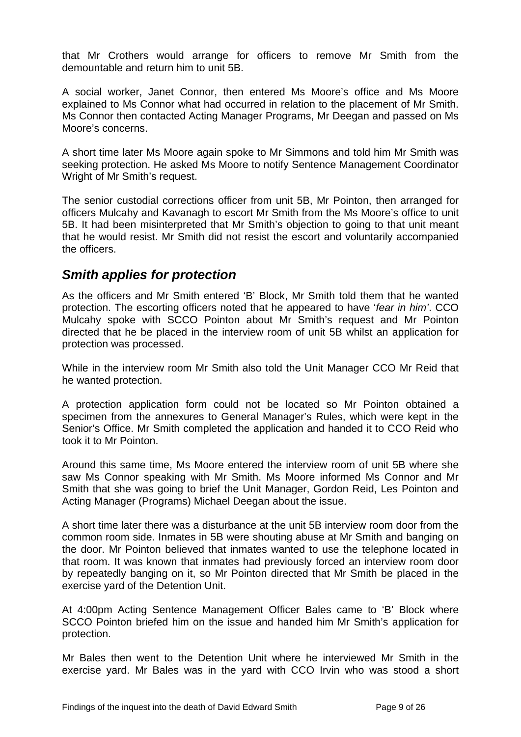that Mr Crothers would arrange for officers to remove Mr Smith from the demountable and return him to unit 5B.

A social worker, Janet Connor, then entered Ms Moore's office and Ms Moore explained to Ms Connor what had occurred in relation to the placement of Mr Smith. Ms Connor then contacted Acting Manager Programs, Mr Deegan and passed on Ms Moore's concerns.

A short time later Ms Moore again spoke to Mr Simmons and told him Mr Smith was seeking protection. He asked Ms Moore to notify Sentence Management Coordinator Wright of Mr Smith's request.

The senior custodial corrections officer from unit 5B, Mr Pointon, then arranged for officers Mulcahy and Kavanagh to escort Mr Smith from the Ms Moore's office to unit 5B. It had been misinterpreted that Mr Smith's objection to going to that unit meant that he would resist. Mr Smith did not resist the escort and voluntarily accompanied the officers.

## *Smith applies for protection*

As the officers and Mr Smith entered 'B' Block, Mr Smith told them that he wanted protection. The escorting officers noted that he appeared to have '*fear in him*'. CCO Mulcahy spoke with SCCO Pointon about Mr Smith's request and Mr Pointon directed that he be placed in the interview room of unit 5B whilst an application for protection was processed.

While in the interview room Mr Smith also told the Unit Manager CCO Mr Reid that he wanted protection.

A protection application form could not be located so Mr Pointon obtained a specimen from the annexures to General Manager's Rules, which were kept in the Senior's Office. Mr Smith completed the application and handed it to CCO Reid who took it to Mr Pointon.

Around this same time, Ms Moore entered the interview room of unit 5B where she saw Ms Connor speaking with Mr Smith. Ms Moore informed Ms Connor and Mr Smith that she was going to brief the Unit Manager, Gordon Reid, Les Pointon and Acting Manager (Programs) Michael Deegan about the issue.

A short time later there was a disturbance at the unit 5B interview room door from the common room side. Inmates in 5B were shouting abuse at Mr Smith and banging on the door. Mr Pointon believed that inmates wanted to use the telephone located in that room. It was known that inmates had previously forced an interview room door by repeatedly banging on it, so Mr Pointon directed that Mr Smith be placed in the exercise yard of the Detention Unit.

At 4:00pm Acting Sentence Management Officer Bales came to 'B' Block where SCCO Pointon briefed him on the issue and handed him Mr Smith's application for protection.

Mr Bales then went to the Detention Unit where he interviewed Mr Smith in the exercise yard. Mr Bales was in the yard with CCO Irvin who was stood a short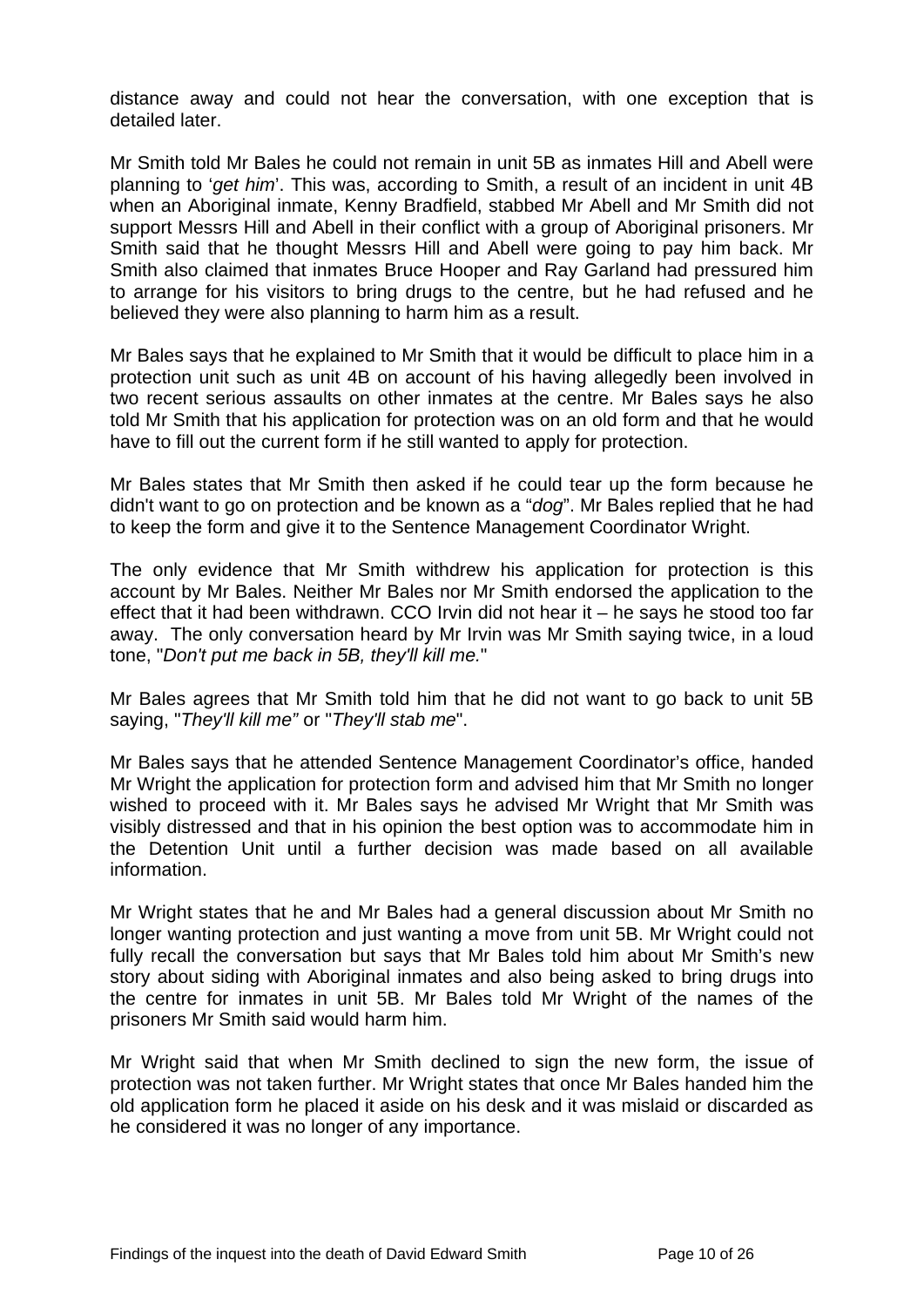distance away and could not hear the conversation, with one exception that is detailed later.

Mr Smith told Mr Bales he could not remain in unit 5B as inmates Hill and Abell were planning to '*get him*'. This was, according to Smith, a result of an incident in unit 4B when an Aboriginal inmate, Kenny Bradfield, stabbed Mr Abell and Mr Smith did not support Messrs Hill and Abell in their conflict with a group of Aboriginal prisoners. Mr Smith said that he thought Messrs Hill and Abell were going to pay him back. Mr Smith also claimed that inmates Bruce Hooper and Ray Garland had pressured him to arrange for his visitors to bring drugs to the centre, but he had refused and he believed they were also planning to harm him as a result.

Mr Bales says that he explained to Mr Smith that it would be difficult to place him in a protection unit such as unit 4B on account of his having allegedly been involved in two recent serious assaults on other inmates at the centre. Mr Bales says he also told Mr Smith that his application for protection was on an old form and that he would have to fill out the current form if he still wanted to apply for protection.

Mr Bales states that Mr Smith then asked if he could tear up the form because he didn't want to go on protection and be known as a "*dog*". Mr Bales replied that he had to keep the form and give it to the Sentence Management Coordinator Wright.

The only evidence that Mr Smith withdrew his application for protection is this account by Mr Bales. Neither Mr Bales nor Mr Smith endorsed the application to the effect that it had been withdrawn. CCO Irvin did not hear it – he says he stood too far away. The only conversation heard by Mr Irvin was Mr Smith saying twice, in a loud tone, "*Don't put me back in 5B, they'll kill me.*"

Mr Bales agrees that Mr Smith told him that he did not want to go back to unit 5B saying, "*They'll kill me"* or "*They'll stab me*".

Mr Bales says that he attended Sentence Management Coordinator's office, handed Mr Wright the application for protection form and advised him that Mr Smith no longer wished to proceed with it. Mr Bales says he advised Mr Wright that Mr Smith was visibly distressed and that in his opinion the best option was to accommodate him in the Detention Unit until a further decision was made based on all available information.

Mr Wright states that he and Mr Bales had a general discussion about Mr Smith no longer wanting protection and just wanting a move from unit 5B. Mr Wright could not fully recall the conversation but says that Mr Bales told him about Mr Smith's new story about siding with Aboriginal inmates and also being asked to bring drugs into the centre for inmates in unit 5B. Mr Bales told Mr Wright of the names of the prisoners Mr Smith said would harm him.

Mr Wright said that when Mr Smith declined to sign the new form, the issue of protection was not taken further. Mr Wright states that once Mr Bales handed him the old application form he placed it aside on his desk and it was mislaid or discarded as he considered it was no longer of any importance.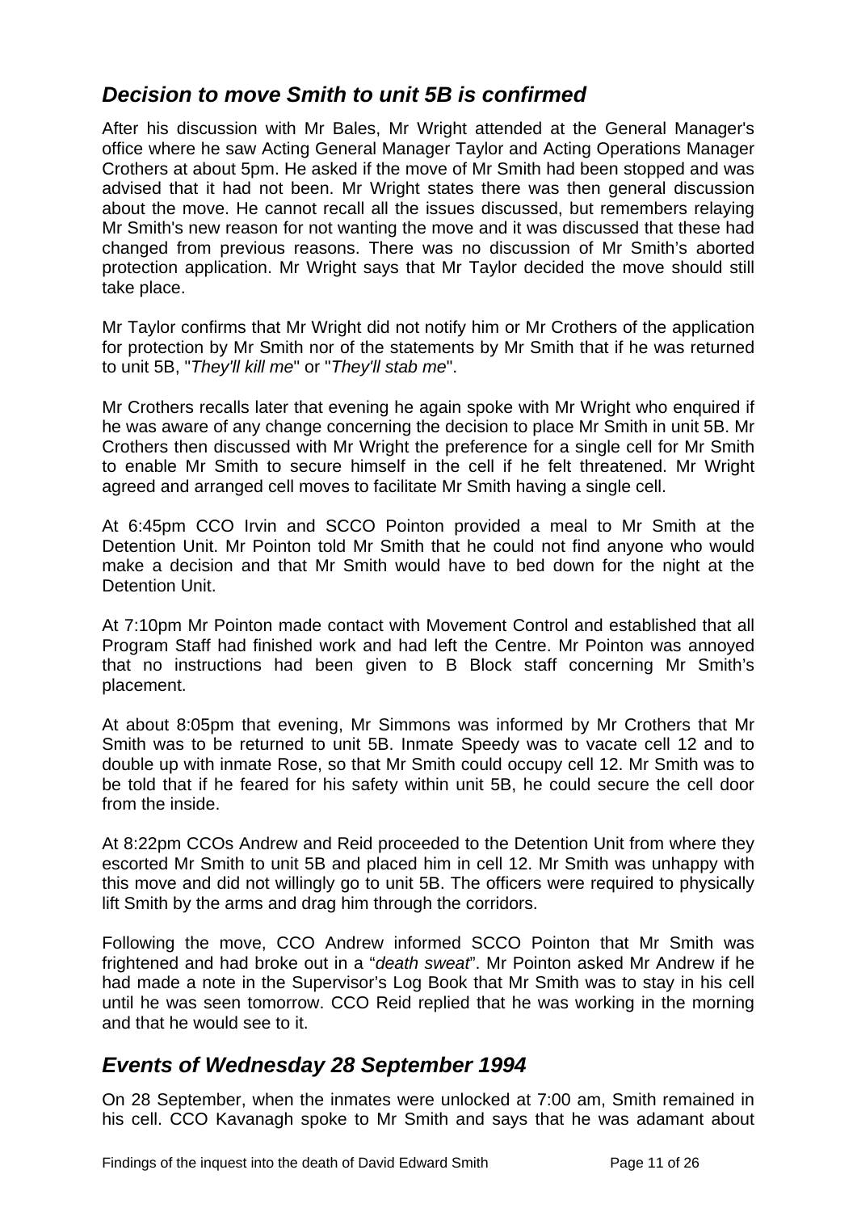## *Decision to move Smith to unit 5B is confirmed*

After his discussion with Mr Bales, Mr Wright attended at the General Manager's office where he saw Acting General Manager Taylor and Acting Operations Manager Crothers at about 5pm. He asked if the move of Mr Smith had been stopped and was advised that it had not been. Mr Wright states there was then general discussion about the move. He cannot recall all the issues discussed, but remembers relaying Mr Smith's new reason for not wanting the move and it was discussed that these had changed from previous reasons. There was no discussion of Mr Smith's aborted protection application. Mr Wright says that Mr Taylor decided the move should still take place.

Mr Taylor confirms that Mr Wright did not notify him or Mr Crothers of the application for protection by Mr Smith nor of the statements by Mr Smith that if he was returned to unit 5B, "*They'll kill me*" or "*They'll stab me*".

Mr Crothers recalls later that evening he again spoke with Mr Wright who enquired if he was aware of any change concerning the decision to place Mr Smith in unit 5B. Mr Crothers then discussed with Mr Wright the preference for a single cell for Mr Smith to enable Mr Smith to secure himself in the cell if he felt threatened. Mr Wright agreed and arranged cell moves to facilitate Mr Smith having a single cell.

At 6:45pm CCO Irvin and SCCO Pointon provided a meal to Mr Smith at the Detention Unit. Mr Pointon told Mr Smith that he could not find anyone who would make a decision and that Mr Smith would have to bed down for the night at the Detention Unit.

At 7:10pm Mr Pointon made contact with Movement Control and established that all Program Staff had finished work and had left the Centre. Mr Pointon was annoyed that no instructions had been given to B Block staff concerning Mr Smith's placement.

At about 8:05pm that evening, Mr Simmons was informed by Mr Crothers that Mr Smith was to be returned to unit 5B. Inmate Speedy was to vacate cell 12 and to double up with inmate Rose, so that Mr Smith could occupy cell 12. Mr Smith was to be told that if he feared for his safety within unit 5B, he could secure the cell door from the inside.

At 8:22pm CCOs Andrew and Reid proceeded to the Detention Unit from where they escorted Mr Smith to unit 5B and placed him in cell 12. Mr Smith was unhappy with this move and did not willingly go to unit 5B. The officers were required to physically lift Smith by the arms and drag him through the corridors.

Following the move, CCO Andrew informed SCCO Pointon that Mr Smith was frightened and had broke out in a "*death sweat*". Mr Pointon asked Mr Andrew if he had made a note in the Supervisor's Log Book that Mr Smith was to stay in his cell until he was seen tomorrow. CCO Reid replied that he was working in the morning and that he would see to it.

## *Events of Wednesday 28 September 1994*

On 28 September, when the inmates were unlocked at 7:00 am, Smith remained in his cell. CCO Kavanagh spoke to Mr Smith and says that he was adamant about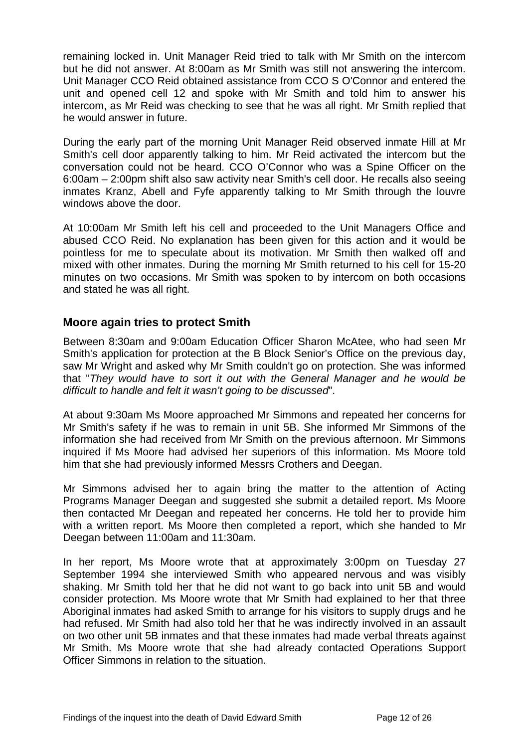remaining locked in. Unit Manager Reid tried to talk with Mr Smith on the intercom but he did not answer. At 8:00am as Mr Smith was still not answering the intercom. Unit Manager CCO Reid obtained assistance from CCO S O'Connor and entered the unit and opened cell 12 and spoke with Mr Smith and told him to answer his intercom, as Mr Reid was checking to see that he was all right. Mr Smith replied that he would answer in future.

During the early part of the morning Unit Manager Reid observed inmate Hill at Mr Smith's cell door apparently talking to him. Mr Reid activated the intercom but the conversation could not be heard. CCO O'Connor who was a Spine Officer on the 6:00am – 2:00pm shift also saw activity near Smith's cell door. He recalls also seeing inmates Kranz, Abell and Fyfe apparently talking to Mr Smith through the louvre windows above the door.

At 10:00am Mr Smith left his cell and proceeded to the Unit Managers Office and abused CCO Reid. No explanation has been given for this action and it would be pointless for me to speculate about its motivation. Mr Smith then walked off and mixed with other inmates. During the morning Mr Smith returned to his cell for 15-20 minutes on two occasions. Mr Smith was spoken to by intercom on both occasions and stated he was all right.

### Moore again tries to protect Smith

Between 8:30am and 9:00am Education Officer Sharon McAtee, who had seen Mr Smith's application for protection at the B Block Senior's Office on the previous day, saw Mr Wright and asked why Mr Smith couldn't go on protection. She was informed that "*They would have to sort it out with the General Manager and he would be difficult to handle and felt it wasn't going to be discussed*".

At about 9:30am Ms Moore approached Mr Simmons and repeated her concerns for Mr Smith's safety if he was to remain in unit 5B. She informed Mr Simmons of the information she had received from Mr Smith on the previous afternoon. Mr Simmons inquired if Ms Moore had advised her superiors of this information. Ms Moore told him that she had previously informed Messrs Crothers and Deegan.

Mr Simmons advised her to again bring the matter to the attention of Acting Programs Manager Deegan and suggested she submit a detailed report. Ms Moore then contacted Mr Deegan and repeated her concerns. He told her to provide him with a written report. Ms Moore then completed a report, which she handed to Mr Deegan between 11:00am and 11:30am.

In her report, Ms Moore wrote that at approximately 3:00pm on Tuesday 27 September 1994 she interviewed Smith who appeared nervous and was visibly shaking. Mr Smith told her that he did not want to go back into unit 5B and would consider protection. Ms Moore wrote that Mr Smith had explained to her that three Aboriginal inmates had asked Smith to arrange for his visitors to supply drugs and he had refused. Mr Smith had also told her that he was indirectly involved in an assault on two other unit 5B inmates and that these inmates had made verbal threats against Mr Smith. Ms Moore wrote that she had already contacted Operations Support Officer Simmons in relation to the situation.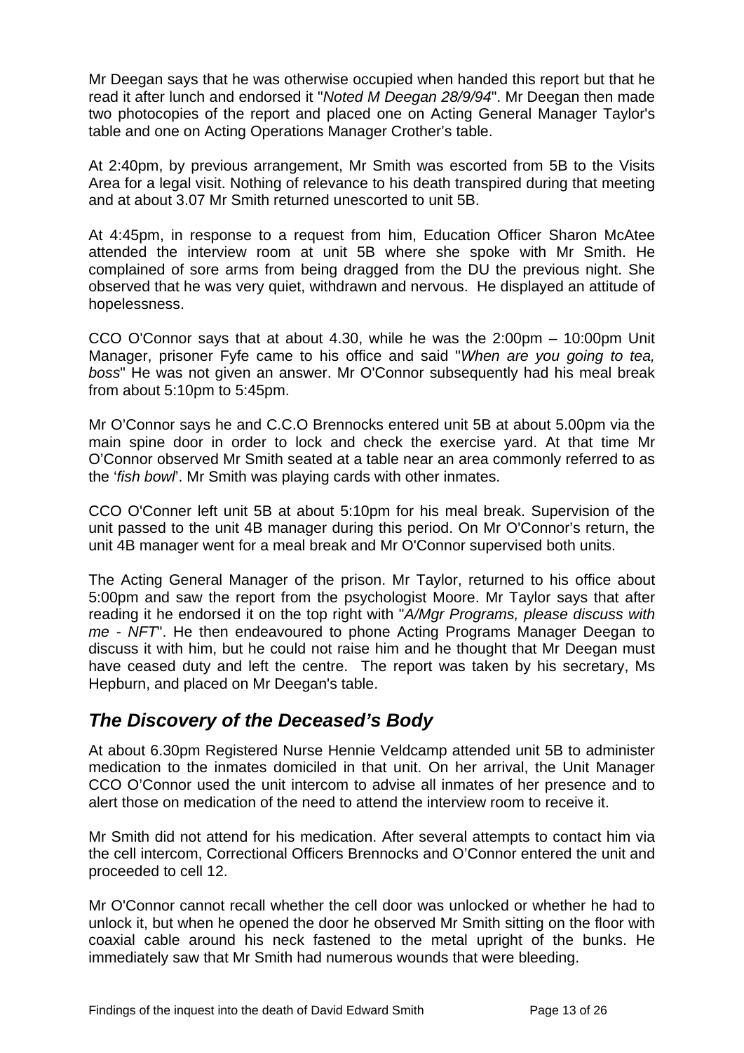Mr Deegan says that he was otherwise occupied when handed this report but that he read it after lunch and endorsed it "*Noted M Deegan 28/9/94*". Mr Deegan then made two photocopies of the report and placed one on Acting General Manager Taylor's table and one on Acting Operations Manager Crother's table.

At 2:40pm, by previous arrangement, Mr Smith was escorted from 5B to the Visits Area for a legal visit. Nothing of relevance to his death transpired during that meeting and at about 3.07 Mr Smith returned unescorted to unit 5B.

At 4:45pm, in response to a request from him, Education Officer Sharon McAtee attended the interview room at unit 5B where she spoke with Mr Smith. He complained of sore arms from being dragged from the DU the previous night. She observed that he was very quiet, withdrawn and nervous. He displayed an attitude of hopelessness.

CCO O'Connor says that at about 4.30, while he was the 2:00pm – 10:00pm Unit Manager, prisoner Fyfe came to his office and said "*When are you going to tea, boss*" He was not given an answer. Mr O'Connor subsequently had his meal break from about 5:10pm to 5:45pm.

Mr O'Connor says he and C.C.O Brennocks entered unit 5B at about 5.00pm via the main spine door in order to lock and check the exercise yard. At that time Mr O'Connor observed Mr Smith seated at a table near an area commonly referred to as the '*fish bowl*'. Mr Smith was playing cards with other inmates.

CCO O'Conner left unit 5B at about 5:10pm for his meal break. Supervision of the unit passed to the unit 4B manager during this period. On Mr O'Connor's return, the unit 4B manager went for a meal break and Mr O'Connor supervised both units.

The Acting General Manager of the prison. Mr Taylor, returned to his office about 5:00pm and saw the report from the psychologist Moore. Mr Taylor says that after reading it he endorsed it on the top right with "*A/Mgr Programs, please discuss with me - NFT*". He then endeavoured to phone Acting Programs Manager Deegan to discuss it with him, but he could not raise him and he thought that Mr Deegan must have ceased duty and left the centre. The report was taken by his secretary, Ms Hepburn, and placed on Mr Deegan's table.

## *The Discovery of the Deceased's Body*

At about 6.30pm Registered Nurse Hennie Veldcamp attended unit 5B to administer medication to the inmates domiciled in that unit. On her arrival, the Unit Manager CCO O'Connor used the unit intercom to advise all inmates of her presence and to alert those on medication of the need to attend the interview room to receive it.

Mr Smith did not attend for his medication. After several attempts to contact him via the cell intercom, Correctional Officers Brennocks and O'Connor entered the unit and proceeded to cell 12.

Mr O'Connor cannot recall whether the cell door was unlocked or whether he had to unlock it, but when he opened the door he observed Mr Smith sitting on the floor with coaxial cable around his neck fastened to the metal upright of the bunks. He immediately saw that Mr Smith had numerous wounds that were bleeding.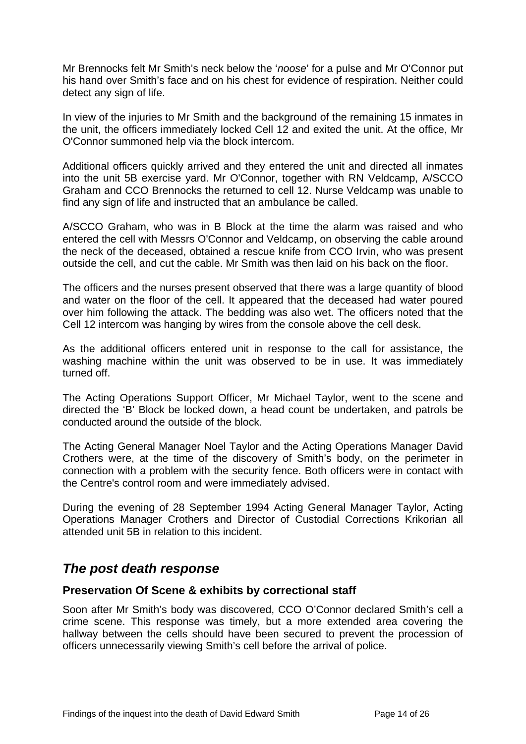Mr Brennocks felt Mr Smith's neck below the '*noose*' for a pulse and Mr O'Connor put his hand over Smith's face and on his chest for evidence of respiration. Neither could detect any sign of life.

In view of the injuries to Mr Smith and the background of the remaining 15 inmates in the unit, the officers immediately locked Cell 12 and exited the unit. At the office, Mr O'Connor summoned help via the block intercom.

Additional officers quickly arrived and they entered the unit and directed all inmates into the unit 5B exercise yard. Mr O'Connor, together with RN Veldcamp, A/SCCO Graham and CCO Brennocks the returned to cell 12. Nurse Veldcamp was unable to find any sign of life and instructed that an ambulance be called.

A/SCCO Graham, who was in B Block at the time the alarm was raised and who entered the cell with Messrs O'Connor and Veldcamp, on observing the cable around the neck of the deceased, obtained a rescue knife from CCO Irvin, who was present outside the cell, and cut the cable. Mr Smith was then laid on his back on the floor.

The officers and the nurses present observed that there was a large quantity of blood and water on the floor of the cell. It appeared that the deceased had water poured over him following the attack. The bedding was also wet. The officers noted that the Cell 12 intercom was hanging by wires from the console above the cell desk.

As the additional officers entered unit in response to the call for assistance, the washing machine within the unit was observed to be in use. It was immediately turned off.

The Acting Operations Support Officer, Mr Michael Taylor, went to the scene and directed the 'B' Block be locked down, a head count be undertaken, and patrols be conducted around the outside of the block.

The Acting General Manager Noel Taylor and the Acting Operations Manager David Crothers were, at the time of the discovery of Smith's body, on the perimeter in connection with a problem with the security fence. Both officers were in contact with the Centre's control room and were immediately advised.

During the evening of 28 September 1994 Acting General Manager Taylor, Acting Operations Manager Crothers and Director of Custodial Corrections Krikorian all attended unit 5B in relation to this incident.

## *The post death response*

### Preservation Of Scene & exhibits by correctional staff

Soon after Mr Smith's body was discovered, CCO O'Connor declared Smith's cell a crime scene. This response was timely, but a more extended area covering the hallway between the cells should have been secured to prevent the procession of officers unnecessarily viewing Smith's cell before the arrival of police.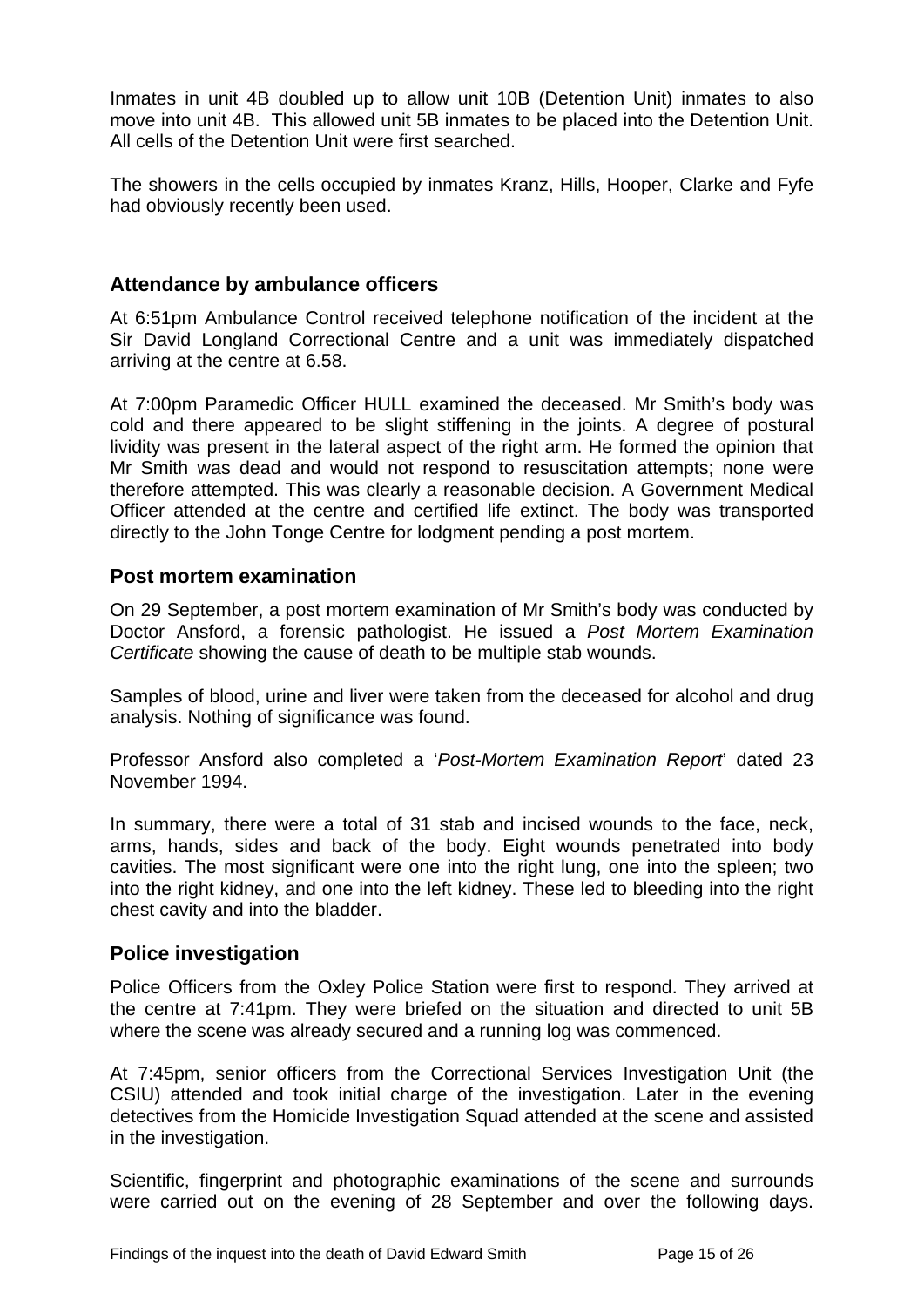Inmates in unit 4B doubled up to allow unit 10B (Detention Unit) inmates to also move into unit 4B. This allowed unit 5B inmates to be placed into the Detention Unit. All cells of the Detention Unit were first searched.

The showers in the cells occupied by inmates Kranz, Hills, Hooper, Clarke and Fyfe had obviously recently been used.

## Attendance by ambulance officers

At 6:51pm Ambulance Control received telephone notification of the incident at the Sir David Longland Correctional Centre and a unit was immediately dispatched arriving at the centre at 6.58.

At 7:00pm Paramedic Officer HULL examined the deceased. Mr Smith's body was cold and there appeared to be slight stiffening in the joints. A degree of postural lividity was present in the lateral aspect of the right arm. He formed the opinion that Mr Smith was dead and would not respond to resuscitation attempts; none were therefore attempted. This was clearly a reasonable decision. A Government Medical Officer attended at the centre and certified life extinct. The body was transported directly to the John Tonge Centre for lodgment pending a post mortem.

## Post mortem examination

On 29 September, a post mortem examination of Mr Smith's body was conducted by Doctor Ansford, a forensic pathologist. He issued a *Post Mortem Examination Certificate* showing the cause of death to be multiple stab wounds.

Samples of blood, urine and liver were taken from the deceased for alcohol and drug analysis. Nothing of significance was found.

Professor Ansford also completed a '*Post-Mortem Examination Report*' dated 23 November 1994.

In summary, there were a total of 31 stab and incised wounds to the face, neck, arms, hands, sides and back of the body. Eight wounds penetrated into body cavities. The most significant were one into the right lung, one into the spleen; two into the right kidney, and one into the left kidney. These led to bleeding into the right chest cavity and into the bladder.

## Police investigation

Police Officers from the Oxley Police Station were first to respond. They arrived at the centre at 7:41pm. They were briefed on the situation and directed to unit 5B where the scene was already secured and a running log was commenced.

At 7:45pm, senior officers from the Correctional Services Investigation Unit (the CSIU) attended and took initial charge of the investigation. Later in the evening detectives from the Homicide Investigation Squad attended at the scene and assisted in the investigation.

Scientific, fingerprint and photographic examinations of the scene and surrounds were carried out on the evening of 28 September and over the following days.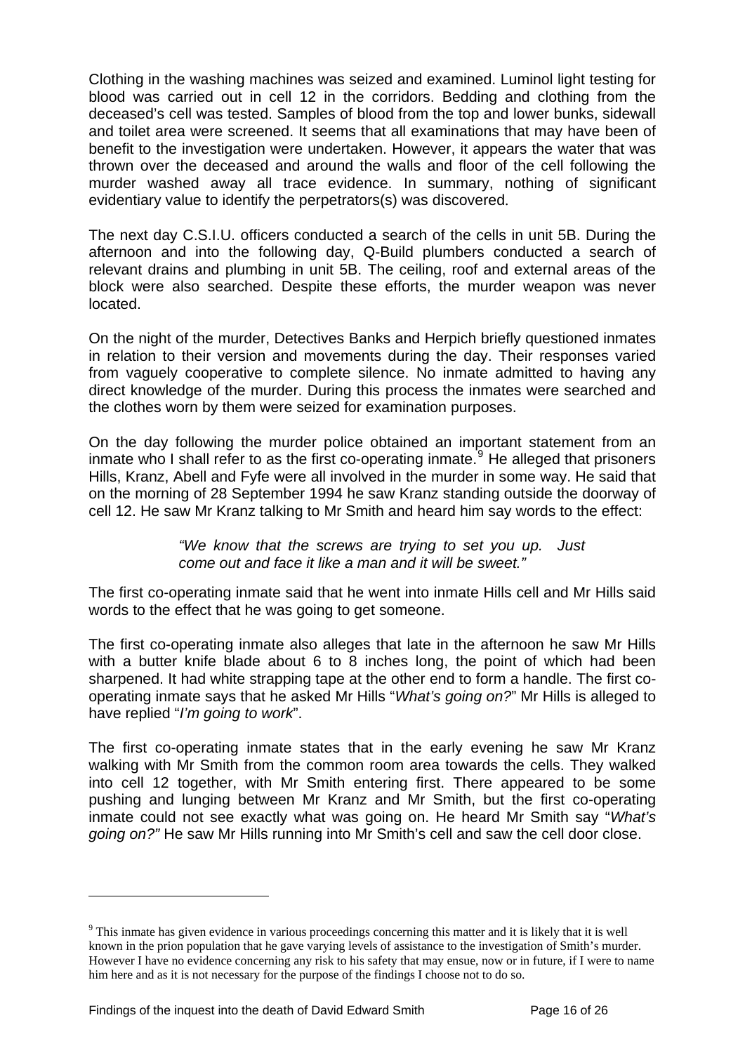Clothing in the washing machines was seized and examined. Luminol light testing for blood was carried out in cell 12 in the corridors. Bedding and clothing from the deceased's cell was tested. Samples of blood from the top and lower bunks, sidewall and toilet area were screened. It seems that all examinations that may have been of benefit to the investigation were undertaken. However, it appears the water that was thrown over the deceased and around the walls and floor of the cell following the murder washed away all trace evidence. In summary, nothing of significant evidentiary value to identify the perpetrators(s) was discovered.

The next day C.S.I.U. officers conducted a search of the cells in unit 5B. During the afternoon and into the following day, Q-Build plumbers conducted a search of relevant drains and plumbing in unit 5B. The ceiling, roof and external areas of the block were also searched. Despite these efforts, the murder weapon was never located.

On the night of the murder, Detectives Banks and Herpich briefly questioned inmates in relation to their version and movements during the day. Their responses varied from vaguely cooperative to complete silence. No inmate admitted to having any direct knowledge of the murder. During this process the inmates were searched and the clothes worn by them were seized for examination purposes.

On the day following the murder police obtained an important statement from an inmate who I shall refer to as the first co-operating inmate.[9] He alleged that prisoners Hills, Kranz, Abell and Fyfe were all involved in the murder in some way. He said that on the morning of 28 September 1994 he saw Kranz standing outside the doorway of cell 12. He saw Mr Kranz talking to Mr Smith and heard him say words to the effect:

> *"We know that the screws are trying to set you up. Just come out and face it like a man and it will be sweet."*

The first co-operating inmate said that he went into inmate Hills cell and Mr Hills said words to the effect that he was going to get someone.

The first co-operating inmate also alleges that late in the afternoon he saw Mr Hills with a butter knife blade about 6 to 8 inches long, the point of which had been sharpened. It had white strapping tape at the other end to form a handle. The first co-operating inmate says that he asked Mr Hills "*What's going on?*" Mr Hills is alleged to have replied "*I'm going to work*".

The first co-operating inmate states that in the early evening he saw Mr Kranz walking with Mr Smith from the common room area towards the cells. They walked into cell 12 together, with Mr Smith entering first. There appeared to be some pushing and lunging between Mr Kranz and Mr Smith, but the first co-operating inmate could not see exactly what was going on. He heard Mr Smith say "*What's going on?"* He saw Mr Hills running into Mr Smith's cell and saw the cell door close.

---

[9] This inmate has given evidence in various proceedings concerning this matter and it is likely that it is well known in the prion population that he gave varying levels of assistance to the investigation of Smith's murder. However I have no evidence concerning any risk to his safety that may ensue, now or in future, if I were to name him here and as it is not necessary for the purpose of the findings I choose not to do so.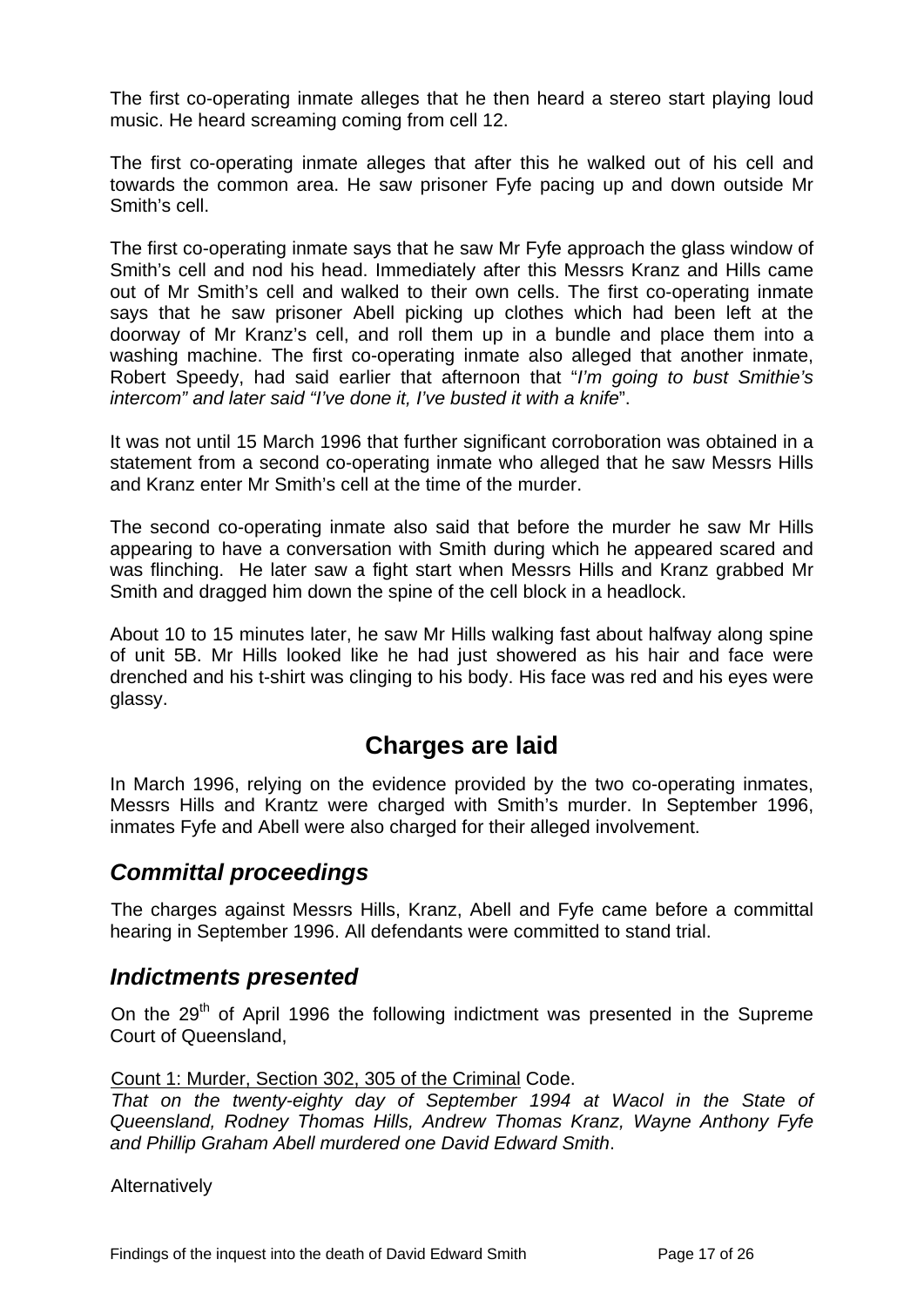The first co-operating inmate alleges that he then heard a stereo start playing loud music. He heard screaming coming from cell 12.

The first co-operating inmate alleges that after this he walked out of his cell and towards the common area. He saw prisoner Fyfe pacing up and down outside Mr Smith's cell.

The first co-operating inmate says that he saw Mr Fyfe approach the glass window of Smith's cell and nod his head. Immediately after this Messrs Kranz and Hills came out of Mr Smith's cell and walked to their own cells. The first co-operating inmate says that he saw prisoner Abell picking up clothes which had been left at the doorway of Mr Kranz's cell, and roll them up in a bundle and place them into a washing machine. The first co-operating inmate also alleged that another inmate, Robert Speedy, had said earlier that afternoon that "*I'm going to bust Smithie's intercom" and later said "I've done it, I've busted it with a knife*".

It was not until 15 March 1996 that further significant corroboration was obtained in a statement from a second co-operating inmate who alleged that he saw Messrs Hills and Kranz enter Mr Smith's cell at the time of the murder.

The second co-operating inmate also said that before the murder he saw Mr Hills appearing to have a conversation with Smith during which he appeared scared and was flinching. He later saw a fight start when Messrs Hills and Kranz grabbed Mr Smith and dragged him down the spine of the cell block in a headlock.

About 10 to 15 minutes later, he saw Mr Hills walking fast about halfway along spine of unit 5B. Mr Hills looked like he had just showered as his hair and face were drenched and his t-shirt was clinging to his body. His face was red and his eyes were glassy.

## Charges are laid

In March 1996, relying on the evidence provided by the two co-operating inmates, Messrs Hills and Krantz were charged with Smith's murder. In September 1996, inmates Fyfe and Abell were also charged for their alleged involvement.

### *Committal proceedings*

The charges against Messrs Hills, Kranz, Abell and Fyfe came before a committal hearing in September 1996. All defendants were committed to stand trial.

### *Indictments presented*

On the 29th of April 1996 the following indictment was presented in the Supreme Court of Queensland,

Count 1: Murder, Section 302, 305 of the Criminal Code.
*That on the twenty-eighty day of September 1994 at Wacol in the State of Queensland, Rodney Thomas Hills, Andrew Thomas Kranz, Wayne Anthony Fyfe and Phillip Graham Abell murdered one David Edward Smith*.

Alternatively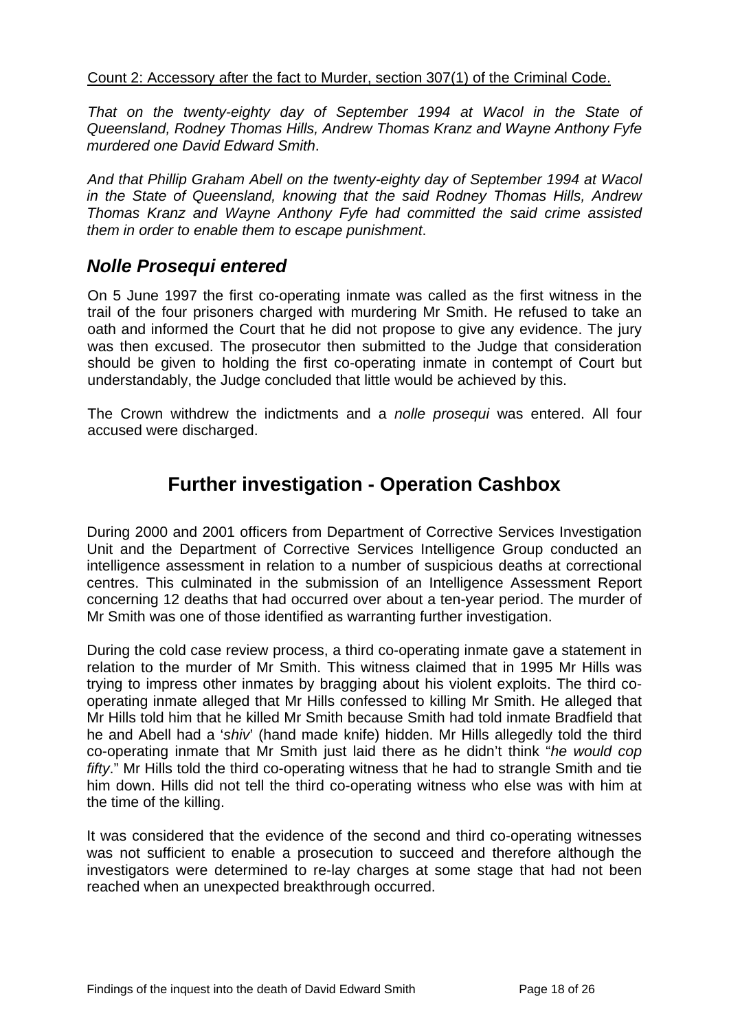Count 2: Accessory after the fact to Murder, section 307(1) of the Criminal Code.

*That on the twenty-eighty day of September 1994 at Wacol in the State of Queensland, Rodney Thomas Hills, Andrew Thomas Kranz and Wayne Anthony Fyfe murdered one David Edward Smith*.

*And that Phillip Graham Abell on the twenty-eighty day of September 1994 at Wacol in the State of Queensland, knowing that the said Rodney Thomas Hills, Andrew Thomas Kranz and Wayne Anthony Fyfe had committed the said crime assisted them in order to enable them to escape punishment*.

## *Nolle Prosequi entered*

On 5 June 1997 the first co-operating inmate was called as the first witness in the trail of the four prisoners charged with murdering Mr Smith. He refused to take an oath and informed the Court that he did not propose to give any evidence. The jury was then excused. The prosecutor then submitted to the Judge that consideration should be given to holding the first co-operating inmate in contempt of Court but understandably, the Judge concluded that little would be achieved by this.

The Crown withdrew the indictments and a *nolle prosequi* was entered. All four accused were discharged.

# Further investigation - Operation Cashbox

During 2000 and 2001 officers from Department of Corrective Services Investigation Unit and the Department of Corrective Services Intelligence Group conducted an intelligence assessment in relation to a number of suspicious deaths at correctional centres. This culminated in the submission of an Intelligence Assessment Report concerning 12 deaths that had occurred over about a ten-year period. The murder of Mr Smith was one of those identified as warranting further investigation.

During the cold case review process, a third co-operating inmate gave a statement in relation to the murder of Mr Smith. This witness claimed that in 1995 Mr Hills was trying to impress other inmates by bragging about his violent exploits. The third co-operating inmate alleged that Mr Hills confessed to killing Mr Smith. He alleged that Mr Hills told him that he killed Mr Smith because Smith had told inmate Bradfield that he and Abell had a '*shiv*' (hand made knife) hidden. Mr Hills allegedly told the third co-operating inmate that Mr Smith just laid there as he didn't think "*he would cop fifty*." Mr Hills told the third co-operating witness that he had to strangle Smith and tie him down. Hills did not tell the third co-operating witness who else was with him at the time of the killing.

It was considered that the evidence of the second and third co-operating witnesses was not sufficient to enable a prosecution to succeed and therefore although the investigators were determined to re-lay charges at some stage that had not been reached when an unexpected breakthrough occurred.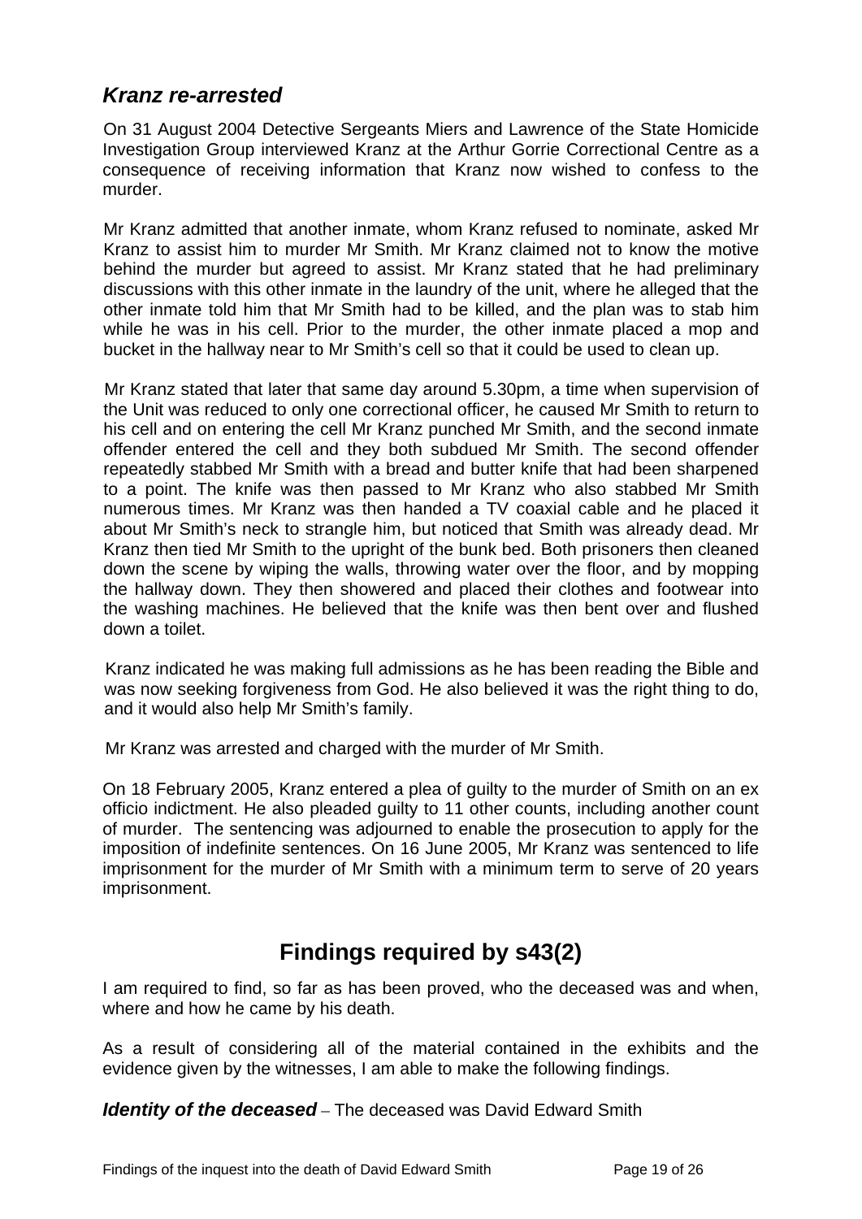## *Kranz re-arrested*

On 31 August 2004 Detective Sergeants Miers and Lawrence of the State Homicide Investigation Group interviewed Kranz at the Arthur Gorrie Correctional Centre as a consequence of receiving information that Kranz now wished to confess to the murder.

Mr Kranz admitted that another inmate, whom Kranz refused to nominate, asked Mr Kranz to assist him to murder Mr Smith. Mr Kranz claimed not to know the motive behind the murder but agreed to assist. Mr Kranz stated that he had preliminary discussions with this other inmate in the laundry of the unit, where he alleged that the other inmate told him that Mr Smith had to be killed, and the plan was to stab him while he was in his cell. Prior to the murder, the other inmate placed a mop and bucket in the hallway near to Mr Smith's cell so that it could be used to clean up.

Mr Kranz stated that later that same day around 5.30pm, a time when supervision of the Unit was reduced to only one correctional officer, he caused Mr Smith to return to his cell and on entering the cell Mr Kranz punched Mr Smith, and the second inmate offender entered the cell and they both subdued Mr Smith. The second offender repeatedly stabbed Mr Smith with a bread and butter knife that had been sharpened to a point. The knife was then passed to Mr Kranz who also stabbed Mr Smith numerous times. Mr Kranz was then handed a TV coaxial cable and he placed it about Mr Smith's neck to strangle him, but noticed that Smith was already dead. Mr Kranz then tied Mr Smith to the upright of the bunk bed. Both prisoners then cleaned down the scene by wiping the walls, throwing water over the floor, and by mopping the hallway down. They then showered and placed their clothes and footwear into the washing machines. He believed that the knife was then bent over and flushed down a toilet.

Kranz indicated he was making full admissions as he has been reading the Bible and was now seeking forgiveness from God. He also believed it was the right thing to do, and it would also help Mr Smith's family.

Mr Kranz was arrested and charged with the murder of Mr Smith.

On 18 February 2005, Kranz entered a plea of guilty to the murder of Smith on an ex officio indictment. He also pleaded guilty to 11 other counts, including another count of murder. The sentencing was adjourned to enable the prosecution to apply for the imposition of indefinite sentences. On 16 June 2005, Mr Kranz was sentenced to life imprisonment for the murder of Mr Smith with a minimum term to serve of 20 years imprisonment.

# Findings required by s43(2)

I am required to find, so far as has been proved, who the deceased was and when, where and how he came by his death.

As a result of considering all of the material contained in the exhibits and the evidence given by the witnesses, I am able to make the following findings.

***Identity of the deceased*** – The deceased was David Edward Smith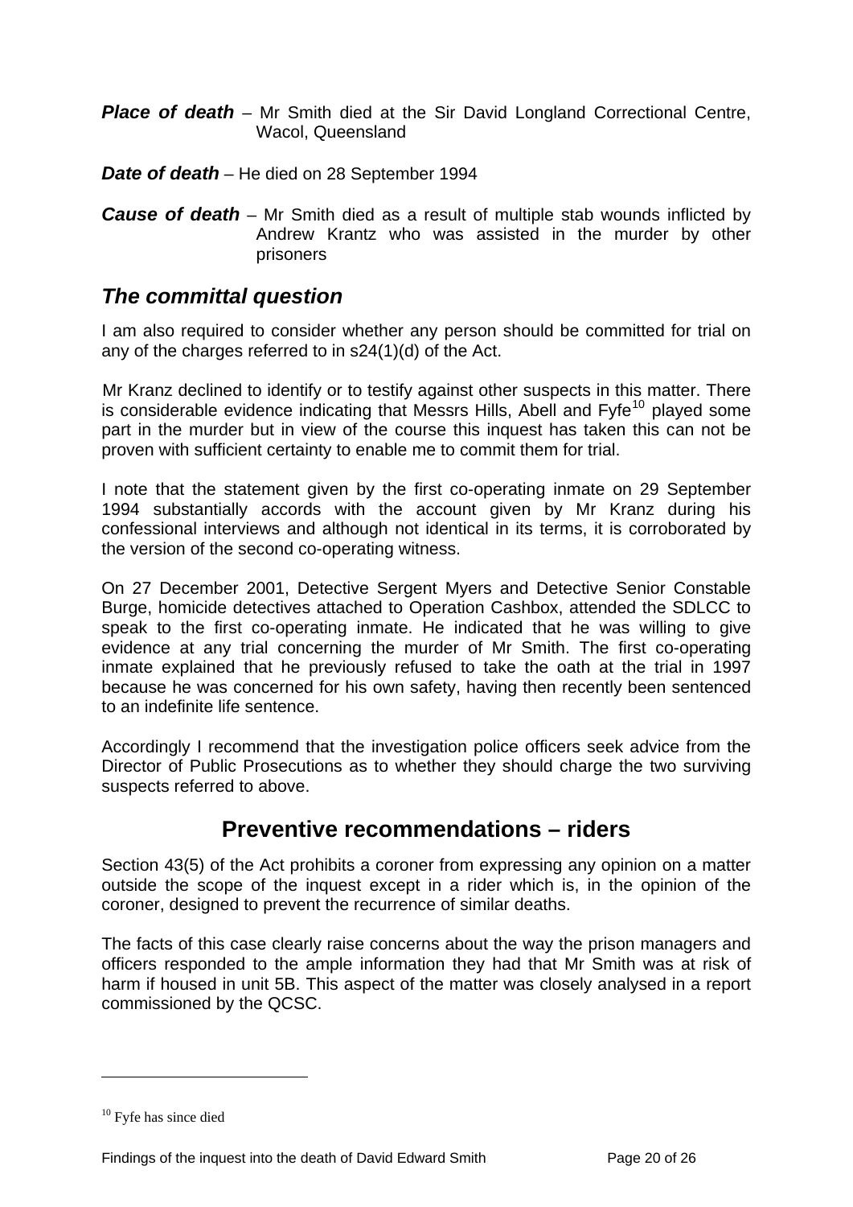***Place of death*** – Mr Smith died at the Sir David Longland Correctional Centre, Wacol, Queensland

***Date of death*** – He died on 28 September 1994

***Cause of death*** – Mr Smith died as a result of multiple stab wounds inflicted by Andrew Krantz who was assisted in the murder by other prisoners

## *The committal question*

I am also required to consider whether any person should be committed for trial on any of the charges referred to in s24(1)(d) of the Act.

Mr Kranz declined to identify or to testify against other suspects in this matter. There is considerable evidence indicating that Messrs Hills, Abell and Fyfe[10] played some part in the murder but in view of the course this inquest has taken this can not be proven with sufficient certainty to enable me to commit them for trial.

I note that the statement given by the first co-operating inmate on 29 September 1994 substantially accords with the account given by Mr Kranz during his confessional interviews and although not identical in its terms, it is corroborated by the version of the second co-operating witness.

On 27 December 2001, Detective Sergent Myers and Detective Senior Constable Burge, homicide detectives attached to Operation Cashbox, attended the SDLCC to speak to the first co-operating inmate. He indicated that he was willing to give evidence at any trial concerning the murder of Mr Smith. The first co-operating inmate explained that he previously refused to take the oath at the trial in 1997 because he was concerned for his own safety, having then recently been sentenced to an indefinite life sentence.

Accordingly I recommend that the investigation police officers seek advice from the Director of Public Prosecutions as to whether they should charge the two surviving suspects referred to above.

# Preventive recommendations – riders

Section 43(5) of the Act prohibits a coroner from expressing any opinion on a matter outside the scope of the inquest except in a rider which is, in the opinion of the coroner, designed to prevent the recurrence of similar deaths.

The facts of this case clearly raise concerns about the way the prison managers and officers responded to the ample information they had that Mr Smith was at risk of harm if housed in unit 5B. This aspect of the matter was closely analysed in a report commissioned by the QCSC.

[10] Fyfe has since died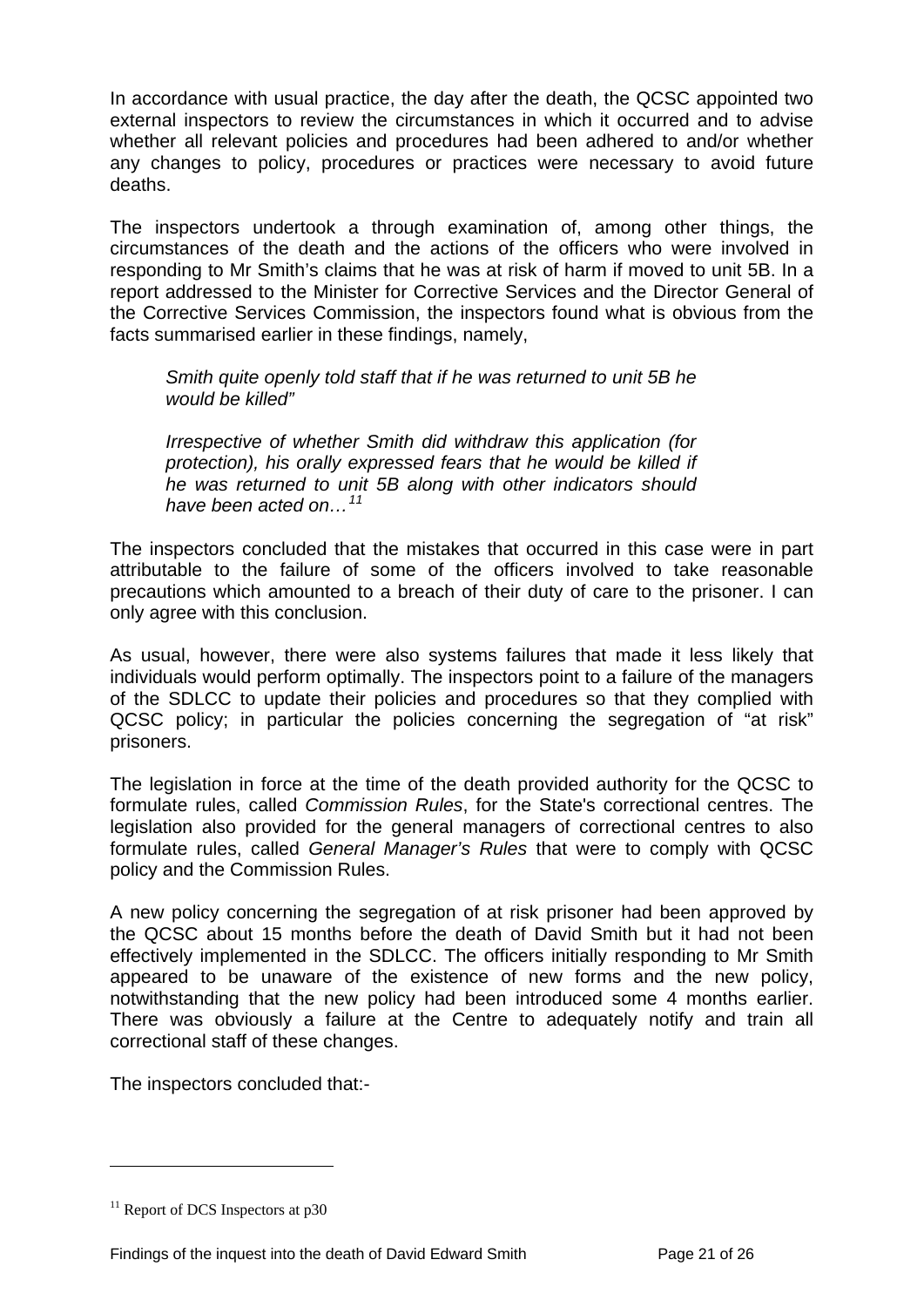In accordance with usual practice, the day after the death, the QCSC appointed two external inspectors to review the circumstances in which it occurred and to advise whether all relevant policies and procedures had been adhered to and/or whether any changes to policy, procedures or practices were necessary to avoid future deaths.

The inspectors undertook a through examination of, among other things, the circumstances of the death and the actions of the officers who were involved in responding to Mr Smith's claims that he was at risk of harm if moved to unit 5B. In a report addressed to the Minister for Corrective Services and the Director General of the Corrective Services Commission, the inspectors found what is obvious from the facts summarised earlier in these findings, namely,

> *Smith quite openly told staff that if he was returned to unit 5B he would be killed"*
>
> *Irrespective of whether Smith did withdraw this application (for protection), his orally expressed fears that he would be killed if he was returned to unit 5B along with other indicators should have been acted on…*[11]

The inspectors concluded that the mistakes that occurred in this case were in part attributable to the failure of some of the officers involved to take reasonable precautions which amounted to a breach of their duty of care to the prisoner. I can only agree with this conclusion.

As usual, however, there were also systems failures that made it less likely that individuals would perform optimally. The inspectors point to a failure of the managers of the SDLCC to update their policies and procedures so that they complied with QCSC policy; in particular the policies concerning the segregation of "at risk" prisoners.

The legislation in force at the time of the death provided authority for the QCSC to formulate rules, called *Commission Rules*, for the State's correctional centres. The legislation also provided for the general managers of correctional centres to also formulate rules, called *General Manager's Rules* that were to comply with QCSC policy and the Commission Rules.

A new policy concerning the segregation of at risk prisoner had been approved by the QCSC about 15 months before the death of David Smith but it had not been effectively implemented in the SDLCC. The officers initially responding to Mr Smith appeared to be unaware of the existence of new forms and the new policy, notwithstanding that the new policy had been introduced some 4 months earlier. There was obviously a failure at the Centre to adequately notify and train all correctional staff of these changes.

The inspectors concluded that:-

---

[11] Report of DCS Inspectors at p30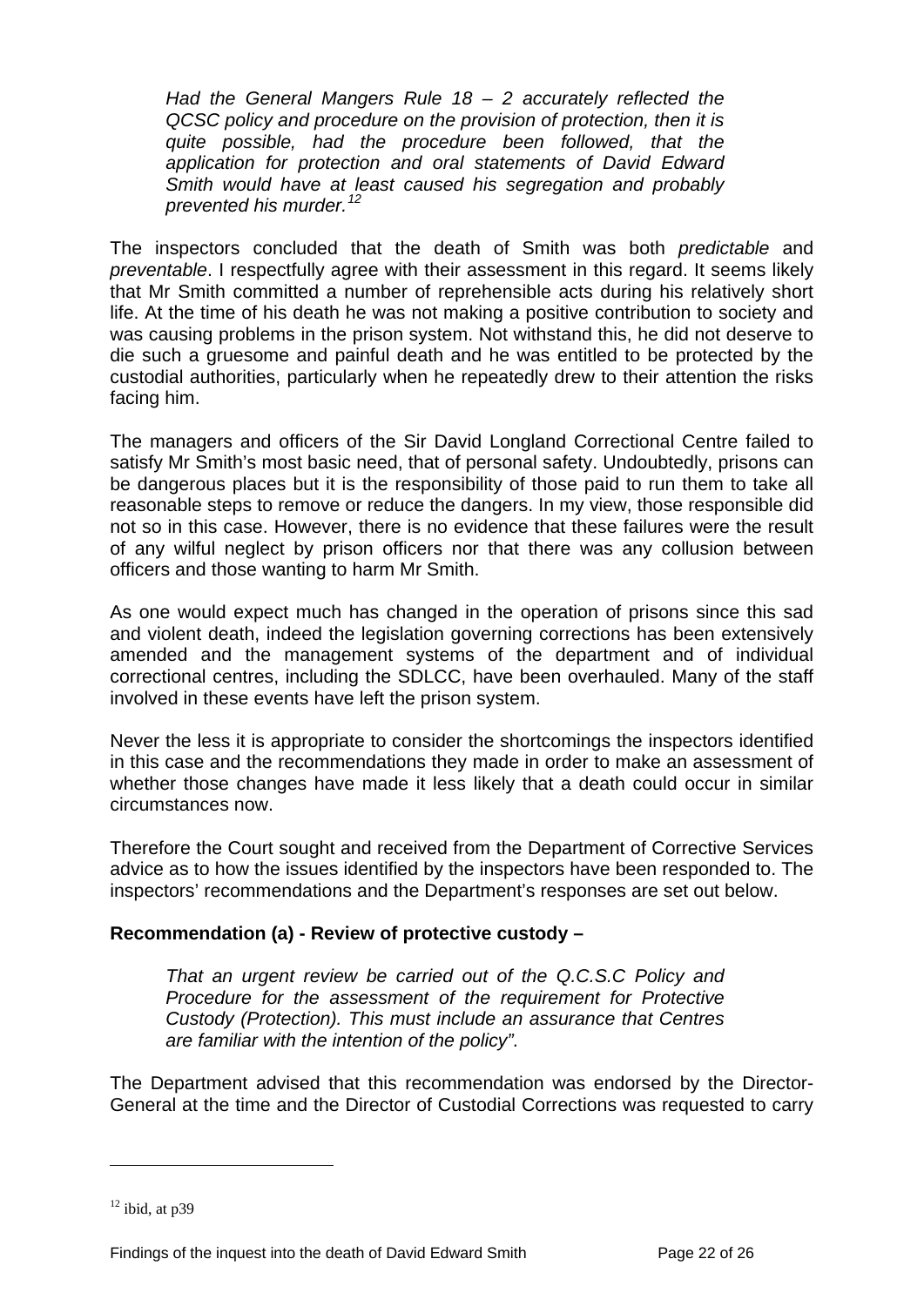> *Had the General Mangers Rule 18 – 2 accurately reflected the QCSC policy and procedure on the provision of protection, then it is quite possible, had the procedure been followed, that the application for protection and oral statements of David Edward Smith would have at least caused his segregation and probably prevented his murder.*[12]

The inspectors concluded that the death of Smith was both *predictable* and *preventable*. I respectfully agree with their assessment in this regard. It seems likely that Mr Smith committed a number of reprehensible acts during his relatively short life. At the time of his death he was not making a positive contribution to society and was causing problems in the prison system. Not withstand this, he did not deserve to die such a gruesome and painful death and he was entitled to be protected by the custodial authorities, particularly when he repeatedly drew to their attention the risks facing him.

The managers and officers of the Sir David Longland Correctional Centre failed to satisfy Mr Smith's most basic need, that of personal safety. Undoubtedly, prisons can be dangerous places but it is the responsibility of those paid to run them to take all reasonable steps to remove or reduce the dangers. In my view, those responsible did not so in this case. However, there is no evidence that these failures were the result of any wilful neglect by prison officers nor that there was any collusion between officers and those wanting to harm Mr Smith.

As one would expect much has changed in the operation of prisons since this sad and violent death, indeed the legislation governing corrections has been extensively amended and the management systems of the department and of individual correctional centres, including the SDLCC, have been overhauled. Many of the staff involved in these events have left the prison system.

Never the less it is appropriate to consider the shortcomings the inspectors identified in this case and the recommendations they made in order to make an assessment of whether those changes have made it less likely that a death could occur in similar circumstances now.

Therefore the Court sought and received from the Department of Corrective Services advice as to how the issues identified by the inspectors have been responded to. The inspectors' recommendations and the Department's responses are set out below.

**Recommendation (a) - Review of protective custody –**

> *That an urgent review be carried out of the Q.C.S.C Policy and Procedure for the assessment of the requirement for Protective Custody (Protection). This must include an assurance that Centres are familiar with the intention of the policy".*

The Department advised that this recommendation was endorsed by the Director-General at the time and the Director of Custodial Corrections was requested to carry

---

[12] ibid, at p39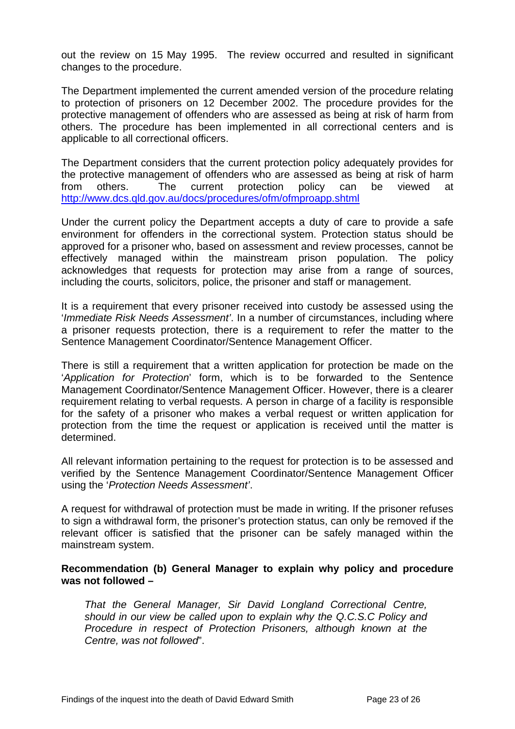out the review on 15 May 1995. The review occurred and resulted in significant changes to the procedure.

The Department implemented the current amended version of the procedure relating to protection of prisoners on 12 December 2002. The procedure provides for the protective management of offenders who are assessed as being at risk of harm from others. The procedure has been implemented in all correctional centers and is applicable to all correctional officers.

The Department considers that the current protection policy adequately provides for the protective management of offenders who are assessed as being at risk of harm from others. The current protection policy can be viewed at [http://www.dcs.qld.gov.au/docs/procedures/ofm/ofmproapp.shtml](http://www.dcs.qld.gov.au/docs/procedures/ofm/ofmproapp.shtml)

Under the current policy the Department accepts a duty of care to provide a safe environment for offenders in the correctional system. Protection status should be approved for a prisoner who, based on assessment and review processes, cannot be effectively managed within the mainstream prison population. The policy acknowledges that requests for protection may arise from a range of sources, including the courts, solicitors, police, the prisoner and staff or management.

It is a requirement that every prisoner received into custody be assessed using the '*Immediate Risk Needs Assessment'*. In a number of circumstances, including where a prisoner requests protection, there is a requirement to refer the matter to the Sentence Management Coordinator/Sentence Management Officer.

There is still a requirement that a written application for protection be made on the '*Application for Protection*' form, which is to be forwarded to the Sentence Management Coordinator/Sentence Management Officer. However, there is a clearer requirement relating to verbal requests. A person in charge of a facility is responsible for the safety of a prisoner who makes a verbal request or written application for protection from the time the request or application is received until the matter is determined.

All relevant information pertaining to the request for protection is to be assessed and verified by the Sentence Management Coordinator/Sentence Management Officer using the '*Protection Needs Assessment'*.

A request for withdrawal of protection must be made in writing. If the prisoner refuses to sign a withdrawal form, the prisoner's protection status, can only be removed if the relevant officer is satisfied that the prisoner can be safely managed within the mainstream system.

**Recommendation (b) General Manager to explain why policy and procedure was not followed –**

> *That the General Manager, Sir David Longland Correctional Centre, should in our view be called upon to explain why the Q.C.S.C Policy and Procedure in respect of Protection Prisoners, although known at the Centre, was not followed*".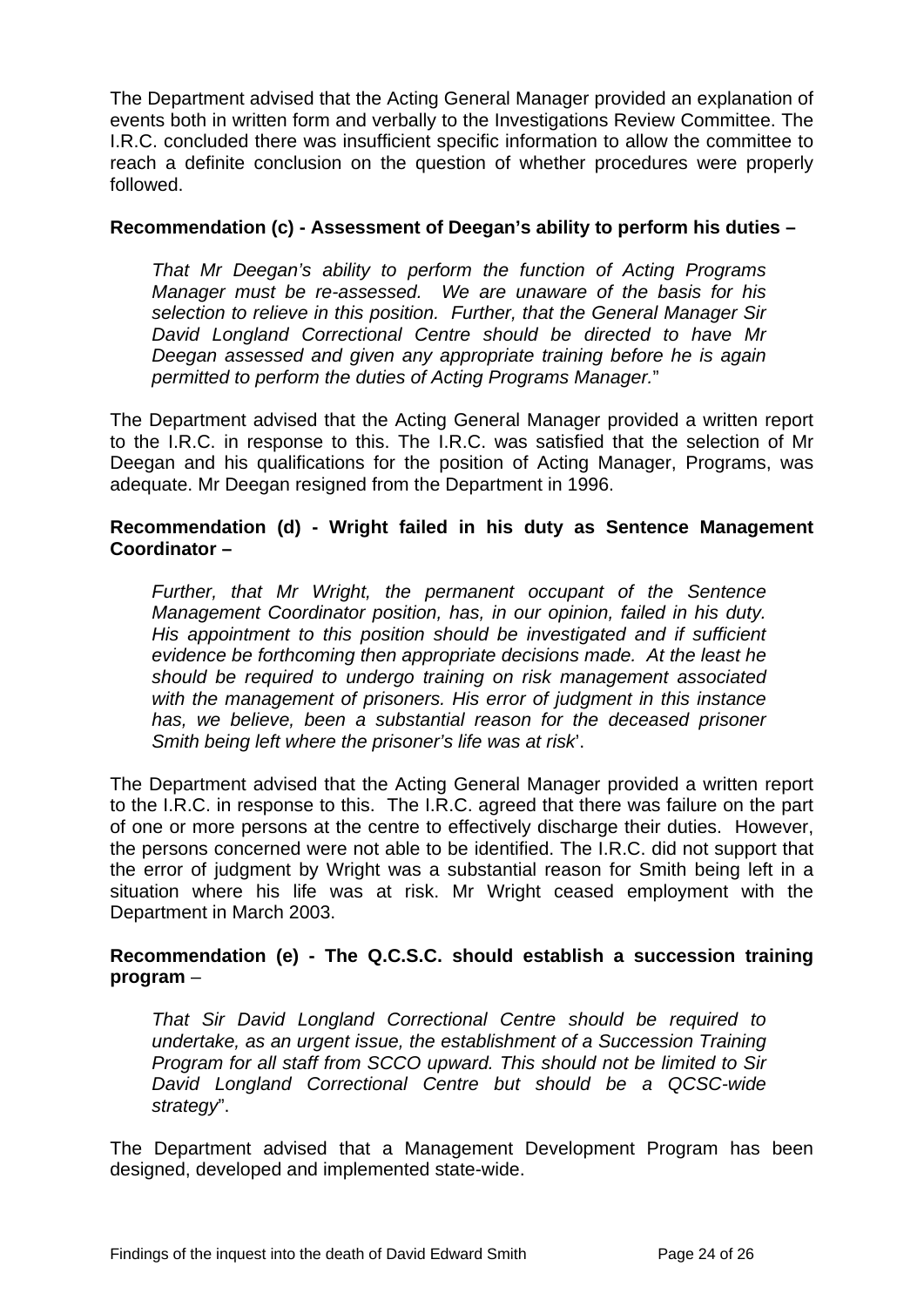The Department advised that the Acting General Manager provided an explanation of events both in written form and verbally to the Investigations Review Committee. The I.R.C. concluded there was insufficient specific information to allow the committee to reach a definite conclusion on the question of whether procedures were properly followed.

**Recommendation (c) - Assessment of Deegan's ability to perform his duties –**

> *That Mr Deegan's ability to perform the function of Acting Programs Manager must be re-assessed. We are unaware of the basis for his selection to relieve in this position. Further, that the General Manager Sir David Longland Correctional Centre should be directed to have Mr Deegan assessed and given any appropriate training before he is again permitted to perform the duties of Acting Programs Manager.*"

The Department advised that the Acting General Manager provided a written report to the I.R.C. in response to this. The I.R.C. was satisfied that the selection of Mr Deegan and his qualifications for the position of Acting Manager, Programs, was adequate. Mr Deegan resigned from the Department in 1996.

**Recommendation (d) - Wright failed in his duty as Sentence Management Coordinator –**

> *Further, that Mr Wright, the permanent occupant of the Sentence Management Coordinator position, has, in our opinion, failed in his duty. His appointment to this position should be investigated and if sufficient evidence be forthcoming then appropriate decisions made. At the least he should be required to undergo training on risk management associated with the management of prisoners. His error of judgment in this instance has, we believe, been a substantial reason for the deceased prisoner Smith being left where the prisoner's life was at risk*'.

The Department advised that the Acting General Manager provided a written report to the I.R.C. in response to this. The I.R.C. agreed that there was failure on the part of one or more persons at the centre to effectively discharge their duties. However, the persons concerned were not able to be identified. The I.R.C. did not support that the error of judgment by Wright was a substantial reason for Smith being left in a situation where his life was at risk. Mr Wright ceased employment with the Department in March 2003.

**Recommendation (e) - The Q.C.S.C. should establish a succession training program** –

> *That Sir David Longland Correctional Centre should be required to undertake, as an urgent issue, the establishment of a Succession Training Program for all staff from SCCO upward. This should not be limited to Sir David Longland Correctional Centre but should be a QCSC-wide strategy*".

The Department advised that a Management Development Program has been designed, developed and implemented state-wide.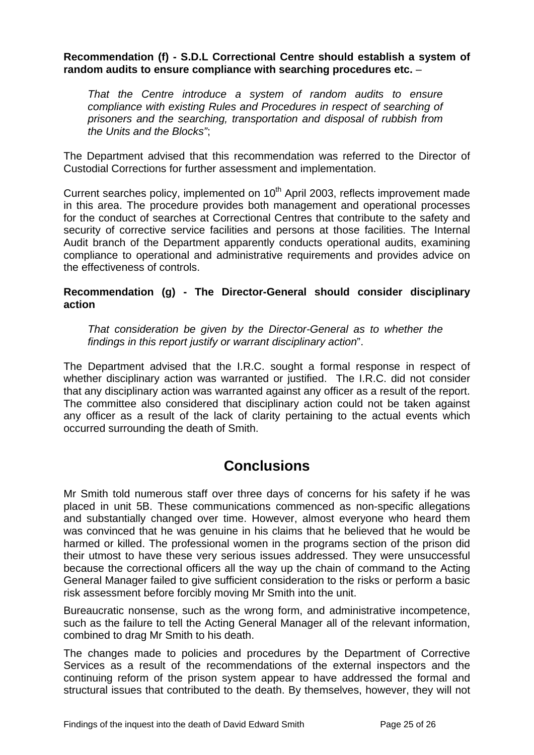**Recommendation (f) - S.D.L Correctional Centre should establish a system of random audits to ensure compliance with searching procedures etc.** –

> *That the Centre introduce a system of random audits to ensure compliance with existing Rules and Procedures in respect of searching of prisoners and the searching, transportation and disposal of rubbish from the Units and the Blocks"*;

The Department advised that this recommendation was referred to the Director of Custodial Corrections for further assessment and implementation.

Current searches policy, implemented on 10th April 2003, reflects improvement made in this area. The procedure provides both management and operational processes for the conduct of searches at Correctional Centres that contribute to the safety and security of corrective service facilities and persons at those facilities. The Internal Audit branch of the Department apparently conducts operational audits, examining compliance to operational and administrative requirements and provides advice on the effectiveness of controls.

**Recommendation (g) - The Director-General should consider disciplinary action**

> *That consideration be given by the Director-General as to whether the findings in this report justify or warrant disciplinary action*".

The Department advised that the I.R.C. sought a formal response in respect of whether disciplinary action was warranted or justified. The I.R.C. did not consider that any disciplinary action was warranted against any officer as a result of the report. The committee also considered that disciplinary action could not be taken against any officer as a result of the lack of clarity pertaining to the actual events which occurred surrounding the death of Smith.

# Conclusions

Mr Smith told numerous staff over three days of concerns for his safety if he was placed in unit 5B. These communications commenced as non-specific allegations and substantially changed over time. However, almost everyone who heard them was convinced that he was genuine in his claims that he believed that he would be harmed or killed. The professional women in the programs section of the prison did their utmost to have these very serious issues addressed. They were unsuccessful because the correctional officers all the way up the chain of command to the Acting General Manager failed to give sufficient consideration to the risks or perform a basic risk assessment before forcibly moving Mr Smith into the unit.

Bureaucratic nonsense, such as the wrong form, and administrative incompetence, such as the failure to tell the Acting General Manager all of the relevant information, combined to drag Mr Smith to his death.

The changes made to policies and procedures by the Department of Corrective Services as a result of the recommendations of the external inspectors and the continuing reform of the prison system appear to have addressed the formal and structural issues that contributed to the death. By themselves, however, they will not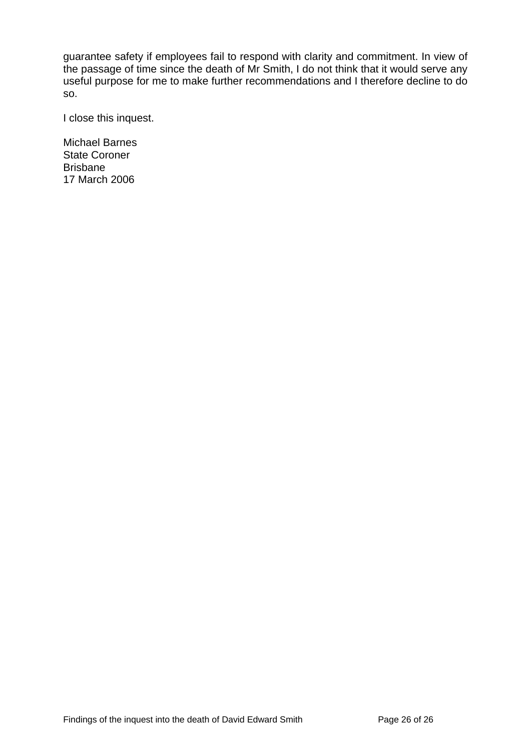guarantee safety if employees fail to respond with clarity and commitment. In view of the passage of time since the death of Mr Smith, I do not think that it would serve any useful purpose for me to make further recommendations and I therefore decline to do so.

I close this inquest.

Michael Barnes
State Coroner
Brisbane
17 March 2006